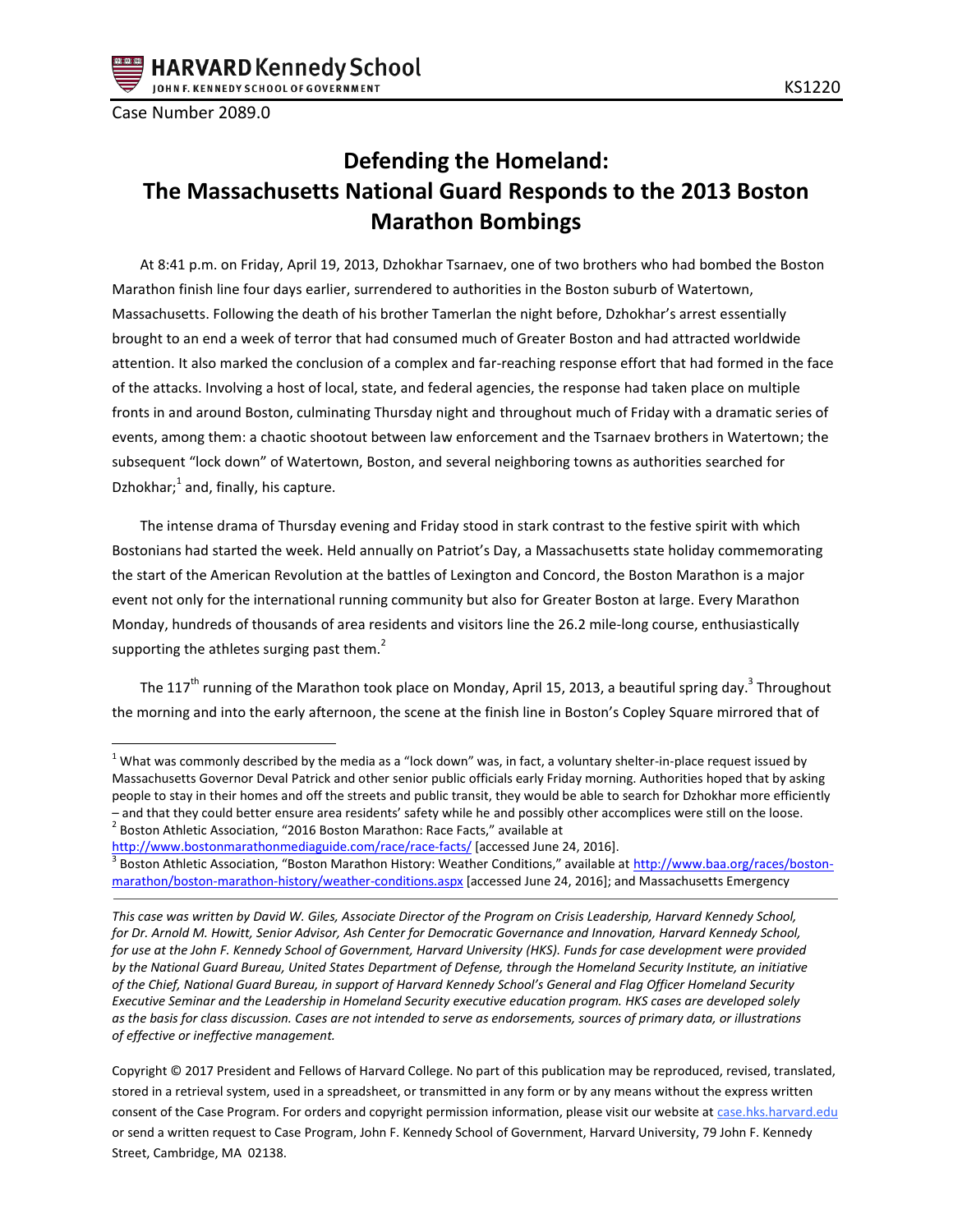Case Number 2089.0

# Defending the Homeland: The Massachusetts National Guard Responds to the 2013 Boston Marathon Bombings

At 8:41 p.m. on Friday, April 19, 2013, Dzhokhar Tsarnaev, one of two brothers who had bombed the Boston Marathon finish line four days earlier, surrendered to authorities in the Boston suburb of Watertown, Massachusetts. Following the death of his brother Tamerlan the night before, Dzhokhar's arrest essentially brought to an end a week of terror that had consumed much of Greater Boston and had attracted worldwide attention. It also marked the conclusion of a complex and far-reaching response effort that had formed in the face of the attacks. Involving a host of local, state, and federal agencies, the response had taken place on multiple fronts in and around Boston, culminating Thursday night and throughout much of Friday with a dramatic series of events, among them: a chaotic shootout between law enforcement and the Tsarnaev brothers in Watertown; the subsequent "lock down" of Watertown, Boston, and several neighboring towns as authorities searched for Dzhokhar;[1] and, finally, his capture.

The intense drama of Thursday evening and Friday stood in stark contrast to the festive spirit with which Bostonians had started the week. Held annually on Patriot's Day, a Massachusetts state holiday commemorating the start of the American Revolution at the battles of Lexington and Concord, the Boston Marathon is a major event not only for the international running community but also for Greater Boston at large. Every Marathon Monday, hundreds of thousands of area residents and visitors line the 26.2 mile-long course, enthusiastically supporting the athletes surging past them.[2]

The 117th running of the Marathon took place on Monday, April 15, 2013, a beautiful spring day.[3] Throughout the morning and into the early afternoon, the scene at the finish line in Boston's Copley Square mirrored that of

---

[1] What was commonly described by the media as a "lock down" was, in fact, a voluntary shelter-in-place request issued by Massachusetts Governor Deval Patrick and other senior public officials early Friday morning. Authorities hoped that by asking people to stay in their homes and off the streets and public transit, they would be able to search for Dzhokhar more efficiently – and that they could better ensure area residents' safety while he and possibly other accomplices were still on the loose.

[2] Boston Athletic Association, "2016 Boston Marathon: Race Facts," available at http://www.bostonmarathonmediaguide.com/race/race-facts/ [accessed June 24, 2016].

[3] Boston Athletic Association, "Boston Marathon History: Weather Conditions," available at http://www.baa.org/races/boston-marathon/boston-marathon-history/weather-conditions.aspx [accessed June 24, 2016]; and Massachusetts Emergency

---

*This case was written by David W. Giles, Associate Director of the Program on Crisis Leadership, Harvard Kennedy School, for Dr. Arnold M. Howitt, Senior Advisor, Ash Center for Democratic Governance and Innovation, Harvard Kennedy School, for use at the John F. Kennedy School of Government, Harvard University (HKS). Funds for case development were provided by the National Guard Bureau, United States Department of Defense, through the Homeland Security Institute, an initiative of the Chief, National Guard Bureau, in support of Harvard Kennedy School's General and Flag Officer Homeland Security Executive Seminar and the Leadership in Homeland Security executive education program. HKS cases are developed solely as the basis for class discussion. Cases are not intended to serve as endorsements, sources of primary data, or illustrations of effective or ineffective management.*

Copyright © 2017 President and Fellows of Harvard College. No part of this publication may be reproduced, revised, translated, stored in a retrieval system, used in a spreadsheet, or transmitted in any form or by any means without the express written consent of the Case Program. For orders and copyright permission information, please visit our website at case.hks.harvard.edu or send a written request to Case Program, John F. Kennedy School of Government, Harvard University, 79 John F. Kennedy Street, Cambridge, MA 02138.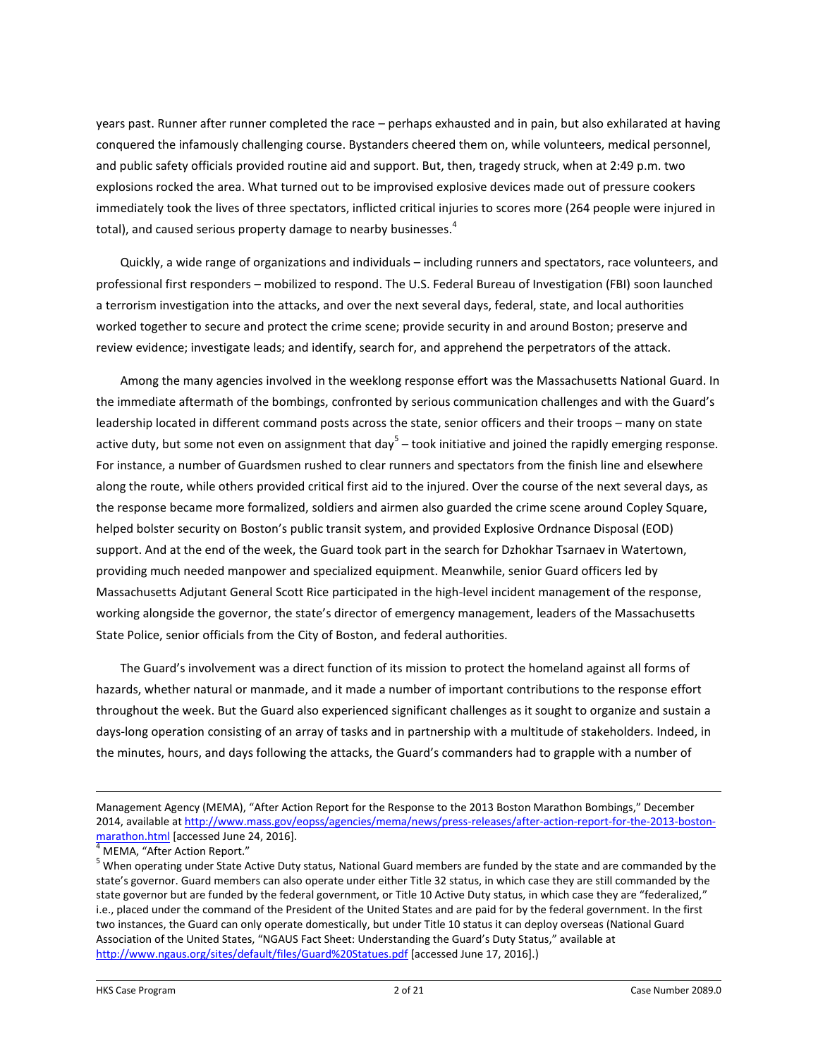years past. Runner after runner completed the race – perhaps exhausted and in pain, but also exhilarated at having conquered the infamously challenging course. Bystanders cheered them on, while volunteers, medical personnel, and public safety officials provided routine aid and support. But, then, tragedy struck, when at 2:49 p.m. two explosions rocked the area. What turned out to be improvised explosive devices made out of pressure cookers immediately took the lives of three spectators, inflicted critical injuries to scores more (264 people were injured in total), and caused serious property damage to nearby businesses.[4]

Quickly, a wide range of organizations and individuals – including runners and spectators, race volunteers, and professional first responders – mobilized to respond. The U.S. Federal Bureau of Investigation (FBI) soon launched a terrorism investigation into the attacks, and over the next several days, federal, state, and local authorities worked together to secure and protect the crime scene; provide security in and around Boston; preserve and review evidence; investigate leads; and identify, search for, and apprehend the perpetrators of the attack.

Among the many agencies involved in the weeklong response effort was the Massachusetts National Guard. In the immediate aftermath of the bombings, confronted by serious communication challenges and with the Guard's leadership located in different command posts across the state, senior officers and their troops – many on state active duty, but some not even on assignment that day[5] – took initiative and joined the rapidly emerging response. For instance, a number of Guardsmen rushed to clear runners and spectators from the finish line and elsewhere along the route, while others provided critical first aid to the injured. Over the course of the next several days, as the response became more formalized, soldiers and airmen also guarded the crime scene around Copley Square, helped bolster security on Boston's public transit system, and provided Explosive Ordnance Disposal (EOD) support. And at the end of the week, the Guard took part in the search for Dzhokhar Tsarnaev in Watertown, providing much needed manpower and specialized equipment. Meanwhile, senior Guard officers led by Massachusetts Adjutant General Scott Rice participated in the high-level incident management of the response, working alongside the governor, the state's director of emergency management, leaders of the Massachusetts State Police, senior officials from the City of Boston, and federal authorities.

The Guard's involvement was a direct function of its mission to protect the homeland against all forms of hazards, whether natural or manmade, and it made a number of important contributions to the response effort throughout the week. But the Guard also experienced significant challenges as it sought to organize and sustain a days-long operation consisting of an array of tasks and in partnership with a multitude of stakeholders. Indeed, in the minutes, hours, and days following the attacks, the Guard's commanders had to grapple with a number of

---

Management Agency (MEMA), "After Action Report for the Response to the 2013 Boston Marathon Bombings," December 2014, available at http://www.mass.gov/eopss/agencies/mema/news/press-releases/after-action-report-for-the-2013-boston-marathon.html [accessed June 24, 2016].

[4] MEMA, "After Action Report."

[5] When operating under State Active Duty status, National Guard members are funded by the state and are commanded by the state's governor. Guard members can also operate under either Title 32 status, in which case they are still commanded by the state governor but are funded by the federal government, or Title 10 Active Duty status, in which case they are "federalized," i.e., placed under the command of the President of the United States and are paid for by the federal government. In the first two instances, the Guard can only operate domestically, but under Title 10 status it can deploy overseas (National Guard Association of the United States, "NGAUS Fact Sheet: Understanding the Guard's Duty Status," available at http://www.ngaus.org/sites/default/files/Guard%20Statues.pdf [accessed June 17, 2016].)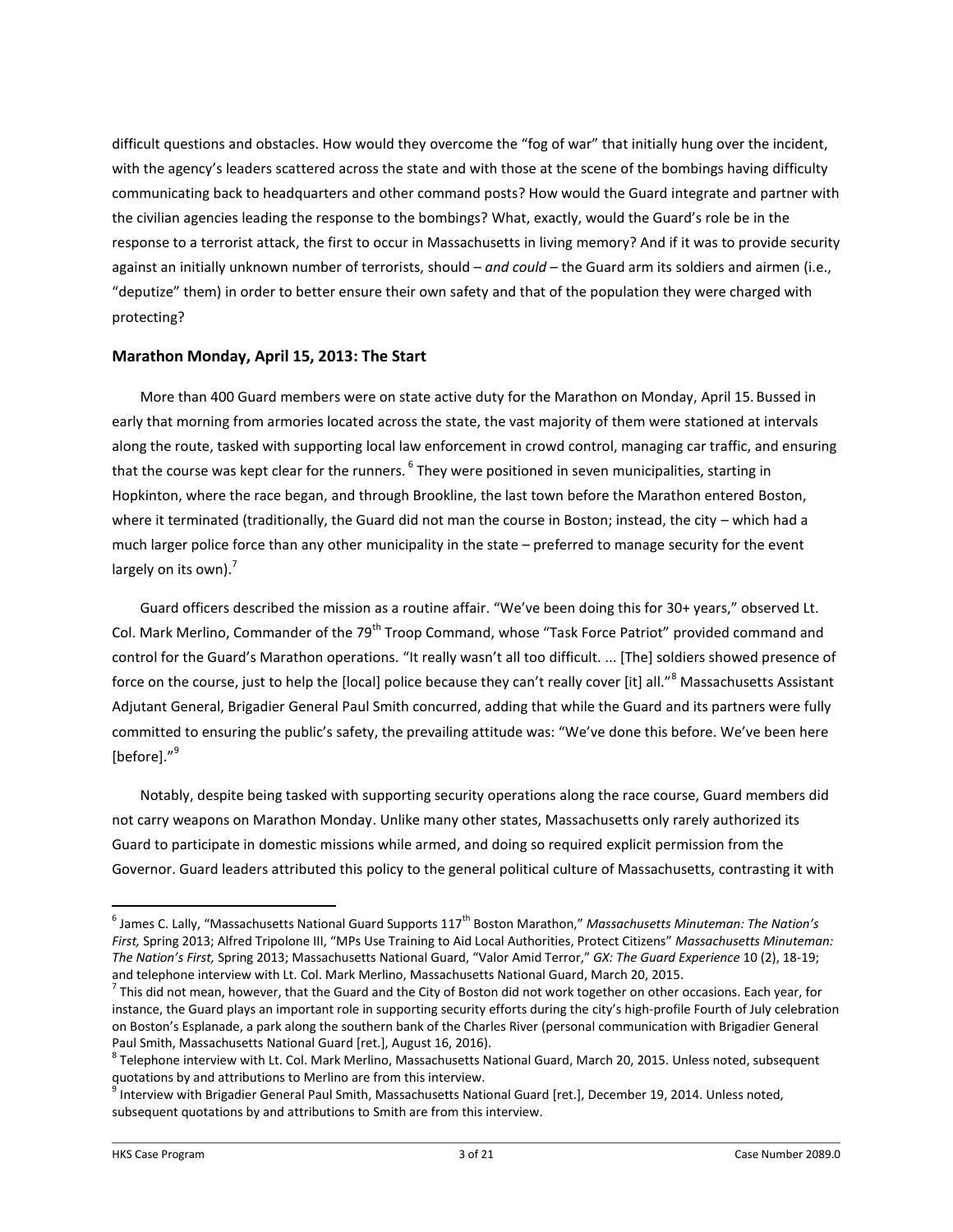difficult questions and obstacles. How would they overcome the "fog of war" that initially hung over the incident, with the agency's leaders scattered across the state and with those at the scene of the bombings having difficulty communicating back to headquarters and other command posts? How would the Guard integrate and partner with the civilian agencies leading the response to the bombings? What, exactly, would the Guard's role be in the response to a terrorist attack, the first to occur in Massachusetts in living memory? And if it was to provide security against an initially unknown number of terrorists, should – *and could* – the Guard arm its soldiers and airmen (i.e., "deputize" them) in order to better ensure their own safety and that of the population they were charged with protecting?

## Marathon Monday, April 15, 2013: The Start

More than 400 Guard members were on state active duty for the Marathon on Monday, April 15. Bussed in early that morning from armories located across the state, the vast majority of them were stationed at intervals along the route, tasked with supporting local law enforcement in crowd control, managing car traffic, and ensuring that the course was kept clear for the runners. [6] They were positioned in seven municipalities, starting in Hopkinton, where the race began, and through Brookline, the last town before the Marathon entered Boston, where it terminated (traditionally, the Guard did not man the course in Boston; instead, the city – which had a much larger police force than any other municipality in the state – preferred to manage security for the event largely on its own).[7]

Guard officers described the mission as a routine affair. "We've been doing this for 30+ years," observed Lt. Col. Mark Merlino, Commander of the 79th Troop Command, whose "Task Force Patriot" provided command and control for the Guard's Marathon operations. "It really wasn't all too difficult. ... [The] soldiers showed presence of force on the course, just to help the [local] police because they can't really cover [it] all."[8] Massachusetts Assistant Adjutant General, Brigadier General Paul Smith concurred, adding that while the Guard and its partners were fully committed to ensuring the public's safety, the prevailing attitude was: "We've done this before. We've been here [before]."[9]

Notably, despite being tasked with supporting security operations along the race course, Guard members did not carry weapons on Marathon Monday. Unlike many other states, Massachusetts only rarely authorized its Guard to participate in domestic missions while armed, and doing so required explicit permission from the Governor. Guard leaders attributed this policy to the general political culture of Massachusetts, contrasting it with

---

[6] James C. Lally, "Massachusetts National Guard Supports 117th Boston Marathon," *Massachusetts Minuteman: The Nation's First,* Spring 2013; Alfred Tripolone III, "MPs Use Training to Aid Local Authorities, Protect Citizens" *Massachusetts Minuteman: The Nation's First,* Spring 2013; Massachusetts National Guard, "Valor Amid Terror," *GX: The Guard Experience* 10 (2), 18-19; and telephone interview with Lt. Col. Mark Merlino, Massachusetts National Guard, March 20, 2015.

[7] This did not mean, however, that the Guard and the City of Boston did not work together on other occasions. Each year, for instance, the Guard plays an important role in supporting security efforts during the city's high-profile Fourth of July celebration on Boston's Esplanade, a park along the southern bank of the Charles River (personal communication with Brigadier General Paul Smith, Massachusetts National Guard [ret.], August 16, 2016).

[8] Telephone interview with Lt. Col. Mark Merlino, Massachusetts National Guard, March 20, 2015. Unless noted, subsequent quotations by and attributions to Merlino are from this interview.

[9] Interview with Brigadier General Paul Smith, Massachusetts National Guard [ret.], December 19, 2014. Unless noted, subsequent quotations by and attributions to Smith are from this interview.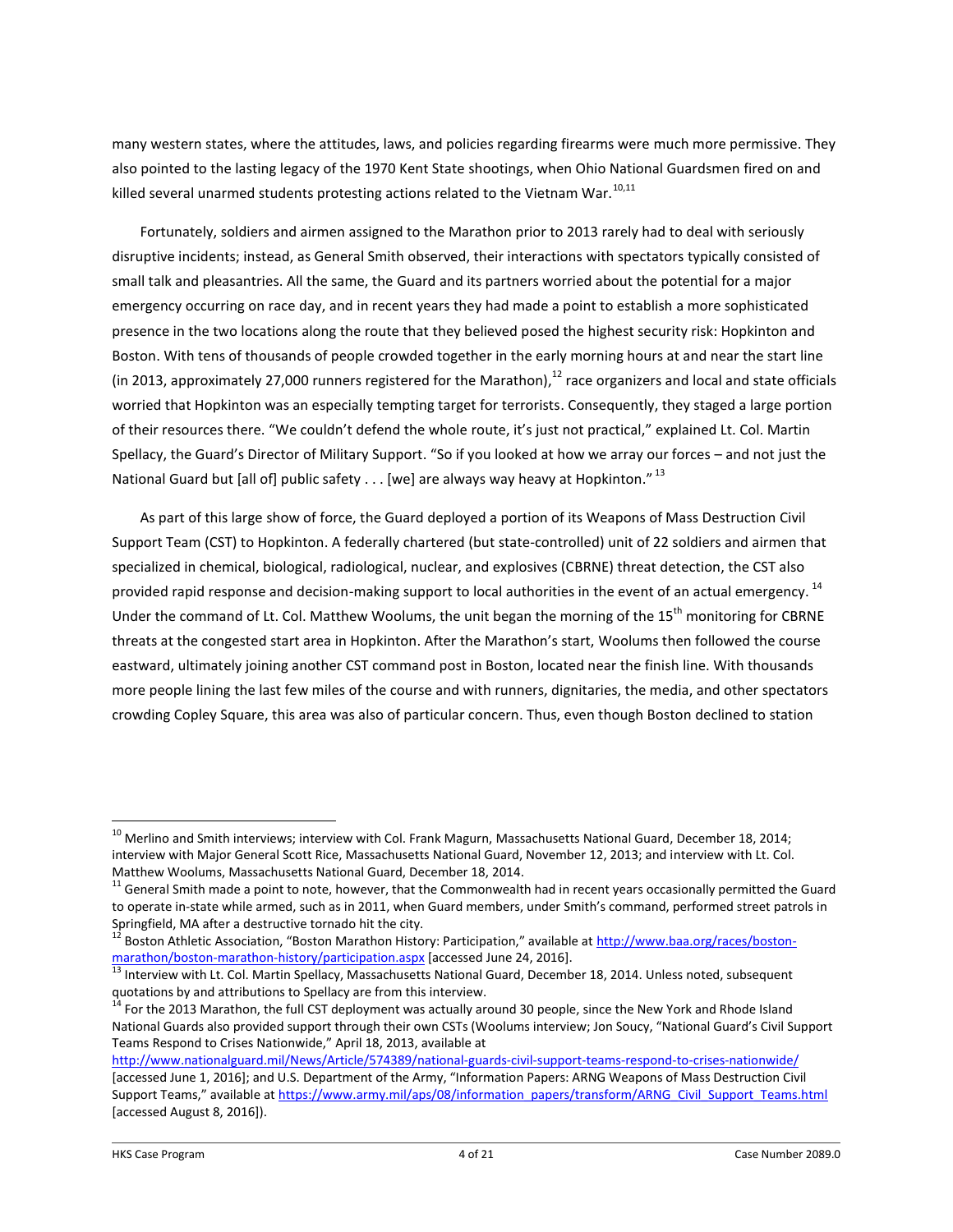many western states, where the attitudes, laws, and policies regarding firearms were much more permissive. They also pointed to the lasting legacy of the 1970 Kent State shootings, when Ohio National Guardsmen fired on and killed several unarmed students protesting actions related to the Vietnam War.[10,11]

Fortunately, soldiers and airmen assigned to the Marathon prior to 2013 rarely had to deal with seriously disruptive incidents; instead, as General Smith observed, their interactions with spectators typically consisted of small talk and pleasantries. All the same, the Guard and its partners worried about the potential for a major emergency occurring on race day, and in recent years they had made a point to establish a more sophisticated presence in the two locations along the route that they believed posed the highest security risk: Hopkinton and Boston. With tens of thousands of people crowded together in the early morning hours at and near the start line (in 2013, approximately 27,000 runners registered for the Marathon),[12] race organizers and local and state officials worried that Hopkinton was an especially tempting target for terrorists. Consequently, they staged a large portion of their resources there. "We couldn't defend the whole route, it's just not practical," explained Lt. Col. Martin Spellacy, the Guard's Director of Military Support. "So if you looked at how we array our forces – and not just the National Guard but [all of] public safety . . . [we] are always way heavy at Hopkinton."[13]

As part of this large show of force, the Guard deployed a portion of its Weapons of Mass Destruction Civil Support Team (CST) to Hopkinton. A federally chartered (but state-controlled) unit of 22 soldiers and airmen that specialized in chemical, biological, radiological, nuclear, and explosives (CBRNE) threat detection, the CST also provided rapid response and decision-making support to local authorities in the event of an actual emergency.[14] Under the command of Lt. Col. Matthew Woolums, the unit began the morning of the 15th monitoring for CBRNE threats at the congested start area in Hopkinton. After the Marathon's start, Woolums then followed the course eastward, ultimately joining another CST command post in Boston, located near the finish line. With thousands more people lining the last few miles of the course and with runners, dignitaries, the media, and other spectators crowding Copley Square, this area was also of particular concern. Thus, even though Boston declined to station

---

[10] Merlino and Smith interviews; interview with Col. Frank Magurn, Massachusetts National Guard, December 18, 2014; interview with Major General Scott Rice, Massachusetts National Guard, November 12, 2013; and interview with Lt. Col. Matthew Woolums, Massachusetts National Guard, December 18, 2014.

[11] General Smith made a point to note, however, that the Commonwealth had in recent years occasionally permitted the Guard to operate in-state while armed, such as in 2011, when Guard members, under Smith's command, performed street patrols in Springfield, MA after a destructive tornado hit the city.

[12] Boston Athletic Association, "Boston Marathon History: Participation," available at http://www.baa.org/races/boston-marathon/boston-marathon-history/participation.aspx [accessed June 24, 2016].

[13] Interview with Lt. Col. Martin Spellacy, Massachusetts National Guard, December 18, 2014. Unless noted, subsequent quotations by and attributions to Spellacy are from this interview.

[14] For the 2013 Marathon, the full CST deployment was actually around 30 people, since the New York and Rhode Island National Guards also provided support through their own CSTs (Woolums interview; Jon Soucy, "National Guard's Civil Support Teams Respond to Crises Nationwide," April 18, 2013, available at http://www.nationalguard.mil/News/Article/574389/national-guards-civil-support-teams-respond-to-crises-nationwide/ [accessed June 1, 2016]; and U.S. Department of the Army, "Information Papers: ARNG Weapons of Mass Destruction Civil Support Teams," available at https://www.army.mil/aps/08/information_papers/transform/ARNG_Civil_Support_Teams.html [accessed August 8, 2016]).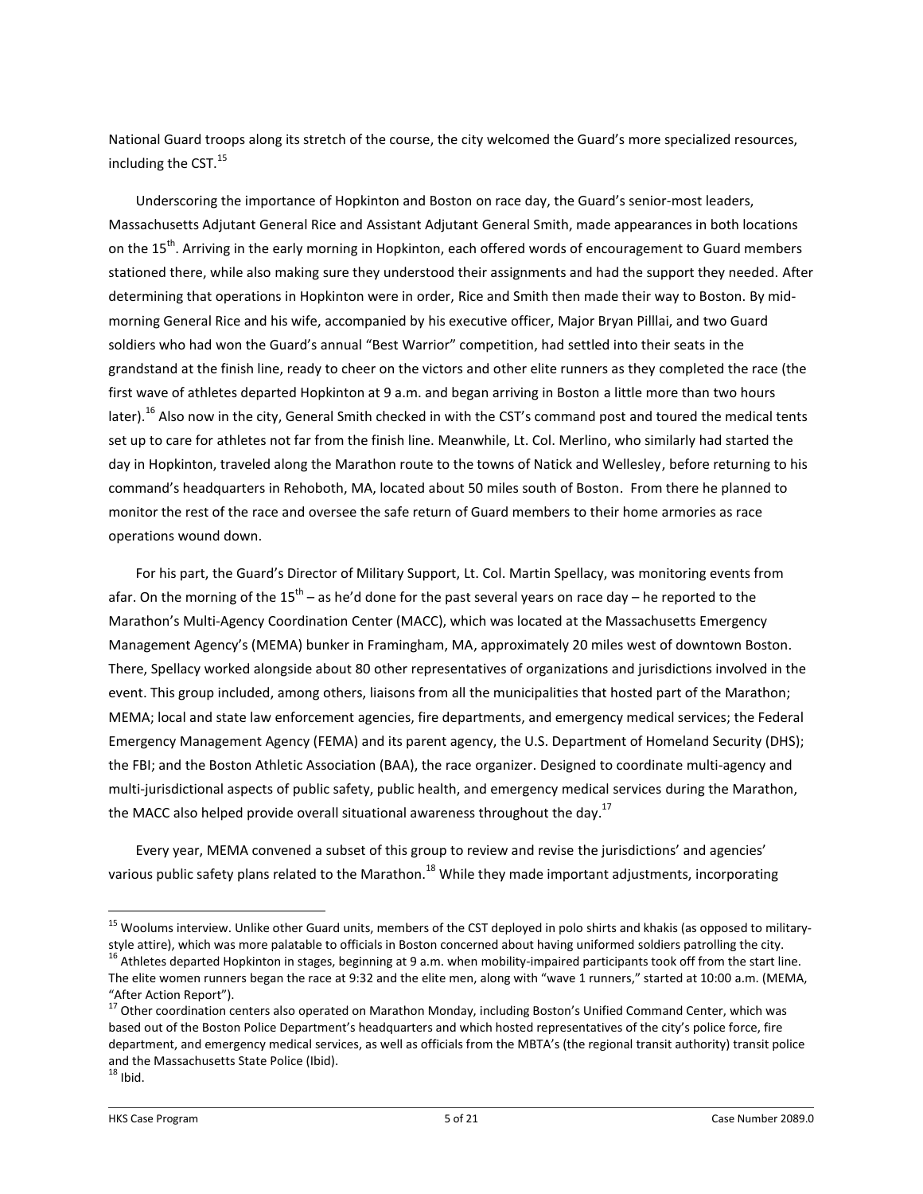National Guard troops along its stretch of the course, the city welcomed the Guard's more specialized resources, including the CST.[15]

Underscoring the importance of Hopkinton and Boston on race day, the Guard's senior-most leaders, Massachusetts Adjutant General Rice and Assistant Adjutant General Smith, made appearances in both locations on the 15th. Arriving in the early morning in Hopkinton, each offered words of encouragement to Guard members stationed there, while also making sure they understood their assignments and had the support they needed. After determining that operations in Hopkinton were in order, Rice and Smith then made their way to Boston. By mid-morning General Rice and his wife, accompanied by his executive officer, Major Bryan Pilllai, and two Guard soldiers who had won the Guard's annual "Best Warrior" competition, had settled into their seats in the grandstand at the finish line, ready to cheer on the victors and other elite runners as they completed the race (the first wave of athletes departed Hopkinton at 9 a.m. and began arriving in Boston a little more than two hours later).[16] Also now in the city, General Smith checked in with the CST's command post and toured the medical tents set up to care for athletes not far from the finish line. Meanwhile, Lt. Col. Merlino, who similarly had started the day in Hopkinton, traveled along the Marathon route to the towns of Natick and Wellesley, before returning to his command's headquarters in Rehoboth, MA, located about 50 miles south of Boston. From there he planned to monitor the rest of the race and oversee the safe return of Guard members to their home armories as race operations wound down.

For his part, the Guard's Director of Military Support, Lt. Col. Martin Spellacy, was monitoring events from afar. On the morning of the 15th – as he'd done for the past several years on race day – he reported to the Marathon's Multi-Agency Coordination Center (MACC), which was located at the Massachusetts Emergency Management Agency's (MEMA) bunker in Framingham, MA, approximately 20 miles west of downtown Boston. There, Spellacy worked alongside about 80 other representatives of organizations and jurisdictions involved in the event. This group included, among others, liaisons from all the municipalities that hosted part of the Marathon; MEMA; local and state law enforcement agencies, fire departments, and emergency medical services; the Federal Emergency Management Agency (FEMA) and its parent agency, the U.S. Department of Homeland Security (DHS); the FBI; and the Boston Athletic Association (BAA), the race organizer. Designed to coordinate multi-agency and multi-jurisdictional aspects of public safety, public health, and emergency medical services during the Marathon, the MACC also helped provide overall situational awareness throughout the day.[17]

Every year, MEMA convened a subset of this group to review and revise the jurisdictions' and agencies' various public safety plans related to the Marathon.[18] While they made important adjustments, incorporating

---

[15] Woolums interview. Unlike other Guard units, members of the CST deployed in polo shirts and khakis (as opposed to military-style attire), which was more palatable to officials in Boston concerned about having uniformed soldiers patrolling the city.

[16] Athletes departed Hopkinton in stages, beginning at 9 a.m. when mobility-impaired participants took off from the start line. The elite women runners began the race at 9:32 and the elite men, along with "wave 1 runners," started at 10:00 a.m. (MEMA, "After Action Report").

[17] Other coordination centers also operated on Marathon Monday, including Boston's Unified Command Center, which was based out of the Boston Police Department's headquarters and which hosted representatives of the city's police force, fire department, and emergency medical services, as well as officials from the MBTA's (the regional transit authority) transit police and the Massachusetts State Police (Ibid).

[18] Ibid.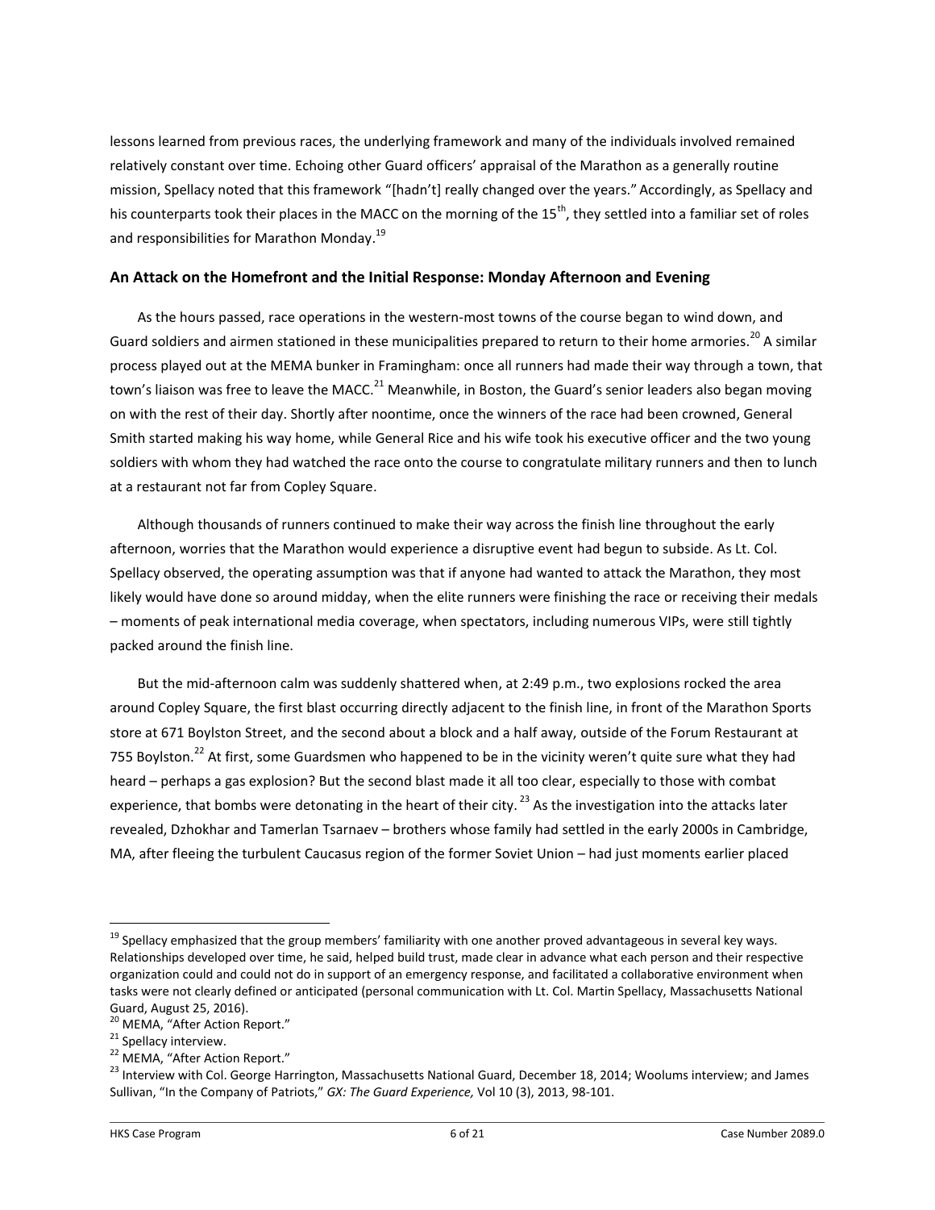lessons learned from previous races, the underlying framework and many of the individuals involved remained relatively constant over time. Echoing other Guard officers' appraisal of the Marathon as a generally routine mission, Spellacy noted that this framework "[hadn't] really changed over the years." Accordingly, as Spellacy and his counterparts took their places in the MACC on the morning of the 15th, they settled into a familiar set of roles and responsibilities for Marathon Monday.[19]

## An Attack on the Homefront and the Initial Response: Monday Afternoon and Evening

As the hours passed, race operations in the western-most towns of the course began to wind down, and Guard soldiers and airmen stationed in these municipalities prepared to return to their home armories.[20] A similar process played out at the MEMA bunker in Framingham: once all runners had made their way through a town, that town's liaison was free to leave the MACC.[21] Meanwhile, in Boston, the Guard's senior leaders also began moving on with the rest of their day. Shortly after noontime, once the winners of the race had been crowned, General Smith started making his way home, while General Rice and his wife took his executive officer and the two young soldiers with whom they had watched the race onto the course to congratulate military runners and then to lunch at a restaurant not far from Copley Square.

Although thousands of runners continued to make their way across the finish line throughout the early afternoon, worries that the Marathon would experience a disruptive event had begun to subside. As Lt. Col. Spellacy observed, the operating assumption was that if anyone had wanted to attack the Marathon, they most likely would have done so around midday, when the elite runners were finishing the race or receiving their medals – moments of peak international media coverage, when spectators, including numerous VIPs, were still tightly packed around the finish line.

But the mid-afternoon calm was suddenly shattered when, at 2:49 p.m., two explosions rocked the area around Copley Square, the first blast occurring directly adjacent to the finish line, in front of the Marathon Sports store at 671 Boylston Street, and the second about a block and a half away, outside of the Forum Restaurant at 755 Boylston.[22] At first, some Guardsmen who happened to be in the vicinity weren't quite sure what they had heard – perhaps a gas explosion? But the second blast made it all too clear, especially to those with combat experience, that bombs were detonating in the heart of their city.[23] As the investigation into the attacks later revealed, Dzhokhar and Tamerlan Tsarnaev – brothers whose family had settled in the early 2000s in Cambridge, MA, after fleeing the turbulent Caucasus region of the former Soviet Union – had just moments earlier placed

---

[19] Spellacy emphasized that the group members' familiarity with one another proved advantageous in several key ways. Relationships developed over time, he said, helped build trust, made clear in advance what each person and their respective organization could and could not do in support of an emergency response, and facilitated a collaborative environment when tasks were not clearly defined or anticipated (personal communication with Lt. Col. Martin Spellacy, Massachusetts National Guard, August 25, 2016).

[20] MEMA, "After Action Report."

[21] Spellacy interview.

[22] MEMA, "After Action Report."

[23] Interview with Col. George Harrington, Massachusetts National Guard, December 18, 2014; Woolums interview; and James Sullivan, "In the Company of Patriots," *GX: The Guard Experience,* Vol 10 (3), 2013, 98-101.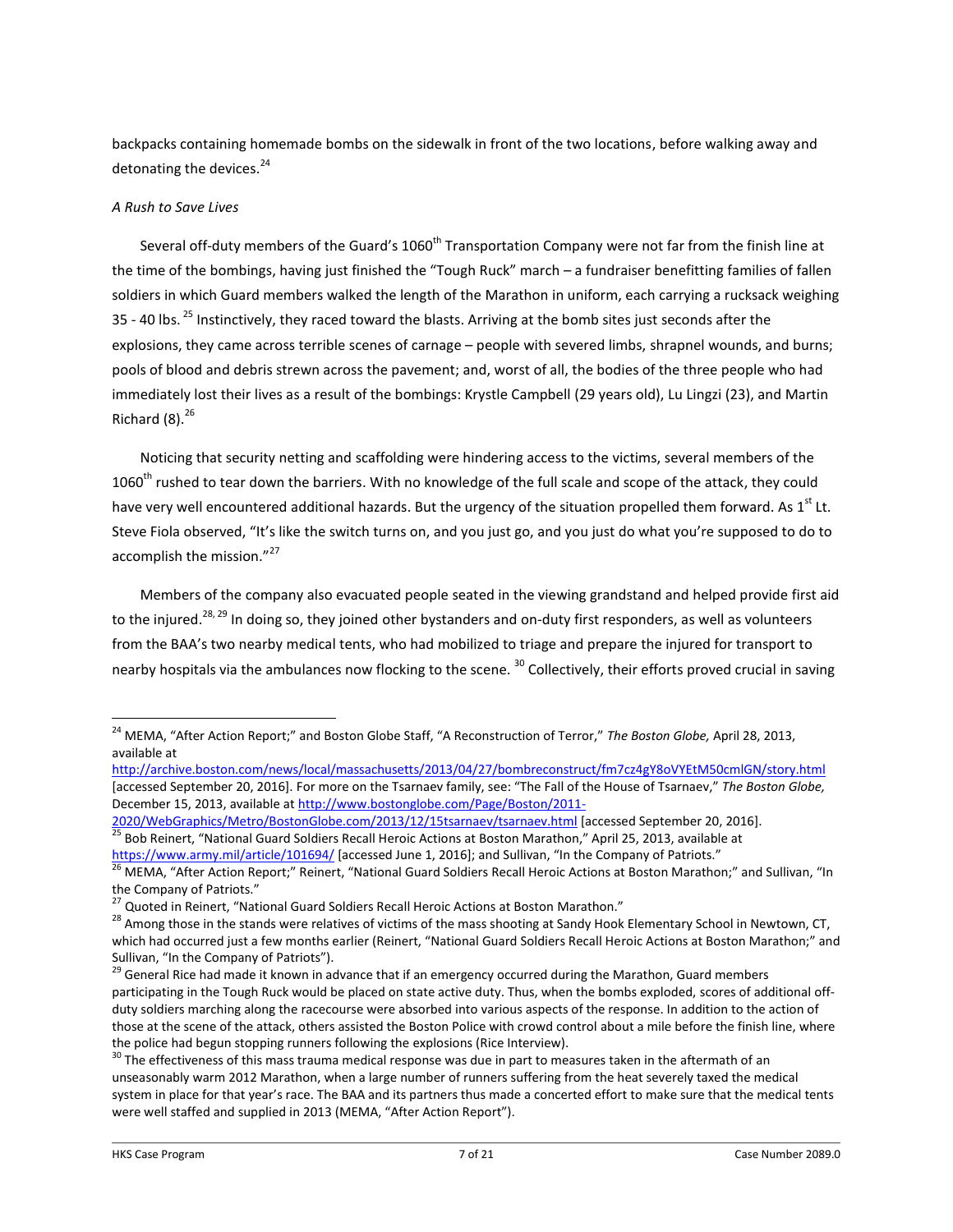backpacks containing homemade bombs on the sidewalk in front of the two locations, before walking away and detonating the devices.[24]

*A Rush to Save Lives*

Several off-duty members of the Guard's 1060th Transportation Company were not far from the finish line at the time of the bombings, having just finished the "Tough Ruck" march – a fundraiser benefitting families of fallen soldiers in which Guard members walked the length of the Marathon in uniform, each carrying a rucksack weighing 35 - 40 lbs.[25] Instinctively, they raced toward the blasts. Arriving at the bomb sites just seconds after the explosions, they came across terrible scenes of carnage – people with severed limbs, shrapnel wounds, and burns; pools of blood and debris strewn across the pavement; and, worst of all, the bodies of the three people who had immediately lost their lives as a result of the bombings: Krystle Campbell (29 years old), Lu Lingzi (23), and Martin Richard (8).[26]

Noticing that security netting and scaffolding were hindering access to the victims, several members of the 1060th rushed to tear down the barriers. With no knowledge of the full scale and scope of the attack, they could have very well encountered additional hazards. But the urgency of the situation propelled them forward. As 1st Lt. Steve Fiola observed, "It's like the switch turns on, and you just go, and you just do what you're supposed to do to accomplish the mission."[27]

Members of the company also evacuated people seated in the viewing grandstand and helped provide first aid to the injured.[28, 29] In doing so, they joined other bystanders and on-duty first responders, as well as volunteers from the BAA's two nearby medical tents, who had mobilized to triage and prepare the injured for transport to nearby hospitals via the ambulances now flocking to the scene.[30] Collectively, their efforts proved crucial in saving

---

[24] MEMA, "After Action Report;" and Boston Globe Staff, "A Reconstruction of Terror," *The Boston Globe,* April 28, 2013, available at http://archive.boston.com/news/local/massachusetts/2013/04/27/bombreconstruct/fm7cz4gY8oVYEtM50cmlGN/story.html [accessed September 20, 2016]. For more on the Tsarnaev family, see: "The Fall of the House of Tsarnaev," *The Boston Globe,* December 15, 2013, available at http://www.bostonglobe.com/Page/Boston/2011-2020/WebGraphics/Metro/BostonGlobe.com/2013/12/15tsarnaev/tsarnaev.html [accessed September 20, 2016].

[25] Bob Reinert, "National Guard Soldiers Recall Heroic Actions at Boston Marathon," April 25, 2013, available at https://www.army.mil/article/101694/ [accessed June 1, 2016]; and Sullivan, "In the Company of Patriots."

[26] MEMA, "After Action Report;" Reinert, "National Guard Soldiers Recall Heroic Actions at Boston Marathon;" and Sullivan, "In the Company of Patriots."

[27] Quoted in Reinert, "National Guard Soldiers Recall Heroic Actions at Boston Marathon."

[28] Among those in the stands were relatives of victims of the mass shooting at Sandy Hook Elementary School in Newtown, CT, which had occurred just a few months earlier (Reinert, "National Guard Soldiers Recall Heroic Actions at Boston Marathon;" and Sullivan, "In the Company of Patriots").

[29] General Rice had made it known in advance that if an emergency occurred during the Marathon, Guard members participating in the Tough Ruck would be placed on state active duty. Thus, when the bombs exploded, scores of additional off-duty soldiers marching along the racecourse were absorbed into various aspects of the response. In addition to the action of those at the scene of the attack, others assisted the Boston Police with crowd control about a mile before the finish line, where the police had begun stopping runners following the explosions (Rice Interview).

[30] The effectiveness of this mass trauma medical response was due in part to measures taken in the aftermath of an unseasonably warm 2012 Marathon, when a large number of runners suffering from the heat severely taxed the medical system in place for that year's race. The BAA and its partners thus made a concerted effort to make sure that the medical tents were well staffed and supplied in 2013 (MEMA, "After Action Report").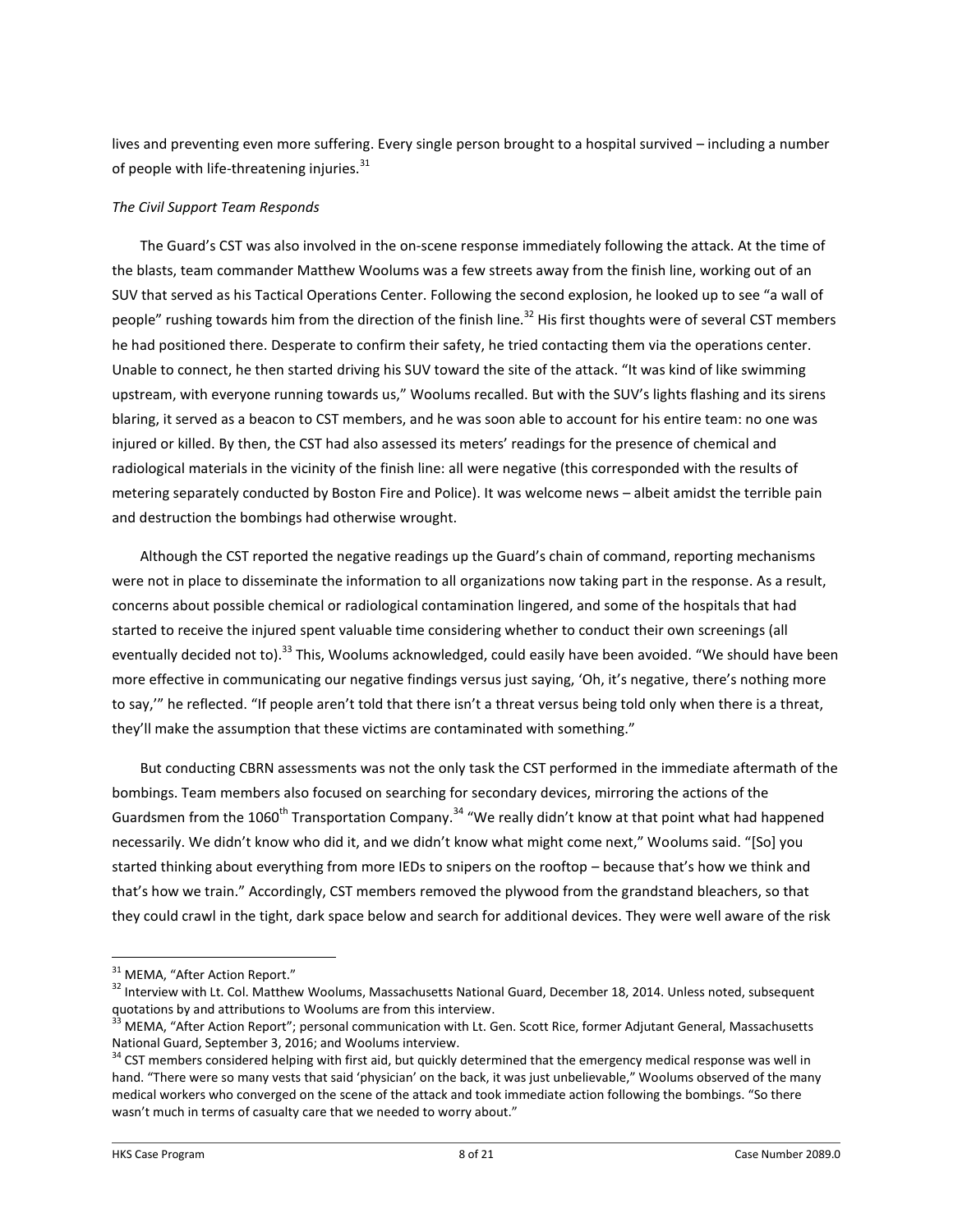lives and preventing even more suffering. Every single person brought to a hospital survived – including a number of people with life-threatening injuries.[31]

*The Civil Support Team Responds*

The Guard's CST was also involved in the on-scene response immediately following the attack. At the time of the blasts, team commander Matthew Woolums was a few streets away from the finish line, working out of an SUV that served as his Tactical Operations Center. Following the second explosion, he looked up to see "a wall of people" rushing towards him from the direction of the finish line.[32] His first thoughts were of several CST members he had positioned there. Desperate to confirm their safety, he tried contacting them via the operations center. Unable to connect, he then started driving his SUV toward the site of the attack. "It was kind of like swimming upstream, with everyone running towards us," Woolums recalled. But with the SUV's lights flashing and its sirens blaring, it served as a beacon to CST members, and he was soon able to account for his entire team: no one was injured or killed. By then, the CST had also assessed its meters' readings for the presence of chemical and radiological materials in the vicinity of the finish line: all were negative (this corresponded with the results of metering separately conducted by Boston Fire and Police). It was welcome news – albeit amidst the terrible pain and destruction the bombings had otherwise wrought.

Although the CST reported the negative readings up the Guard's chain of command, reporting mechanisms were not in place to disseminate the information to all organizations now taking part in the response. As a result, concerns about possible chemical or radiological contamination lingered, and some of the hospitals that had started to receive the injured spent valuable time considering whether to conduct their own screenings (all eventually decided not to).[33] This, Woolums acknowledged, could easily have been avoided. "We should have been more effective in communicating our negative findings versus just saying, 'Oh, it's negative, there's nothing more to say,'" he reflected. "If people aren't told that there isn't a threat versus being told only when there is a threat, they'll make the assumption that these victims are contaminated with something."

But conducting CBRN assessments was not the only task the CST performed in the immediate aftermath of the bombings. Team members also focused on searching for secondary devices, mirroring the actions of the Guardsmen from the 1060th Transportation Company.[34] "We really didn't know at that point what had happened necessarily. We didn't know who did it, and we didn't know what might come next," Woolums said. "[So] you started thinking about everything from more IEDs to snipers on the rooftop – because that's how we think and that's how we train." Accordingly, CST members removed the plywood from the grandstand bleachers, so that they could crawl in the tight, dark space below and search for additional devices. They were well aware of the risk

---

[31] MEMA, "After Action Report."

[32] Interview with Lt. Col. Matthew Woolums, Massachusetts National Guard, December 18, 2014. Unless noted, subsequent quotations by and attributions to Woolums are from this interview.

[33] MEMA, "After Action Report"; personal communication with Lt. Gen. Scott Rice, former Adjutant General, Massachusetts National Guard, September 3, 2016; and Woolums interview.

[34] CST members considered helping with first aid, but quickly determined that the emergency medical response was well in hand. "There were so many vests that said 'physician' on the back, it was just unbelievable," Woolums observed of the many medical workers who converged on the scene of the attack and took immediate action following the bombings. "So there wasn't much in terms of casualty care that we needed to worry about."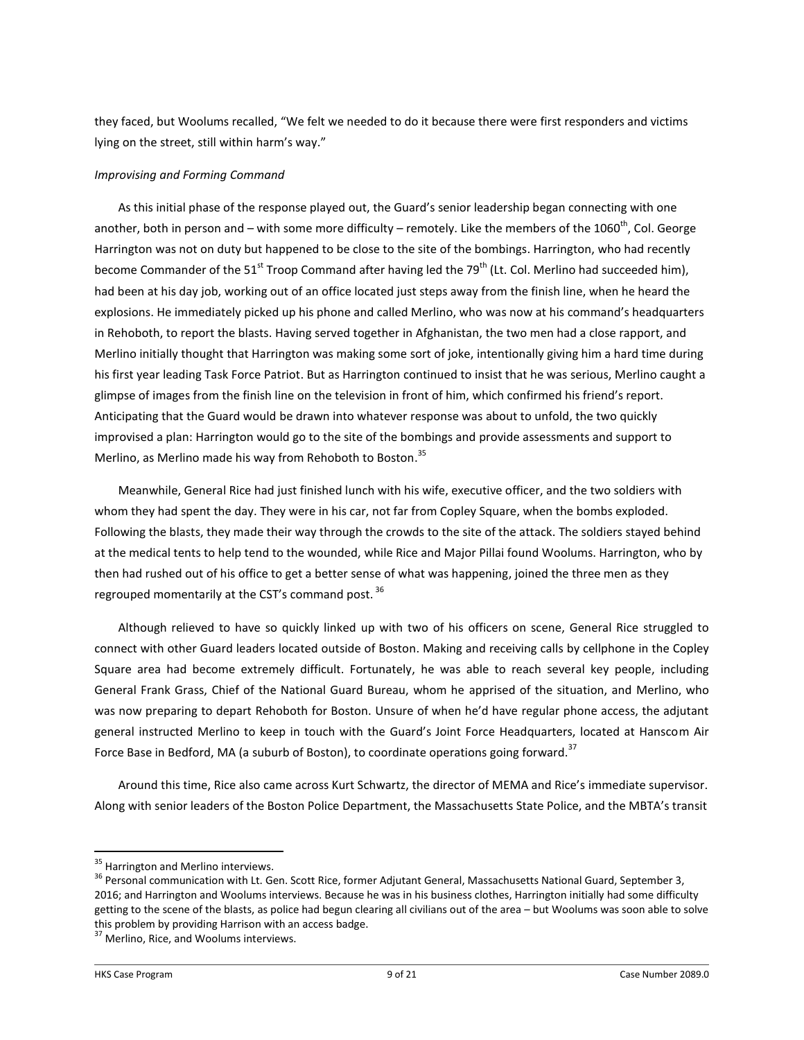they faced, but Woolums recalled, “We felt we needed to do it because there were first responders and victims lying on the street, still within harm’s way.”

*Improvising and Forming Command*

As this initial phase of the response played out, the Guard’s senior leadership began connecting with one another, both in person and – with some more difficulty – remotely. Like the members of the 1060th, Col. George Harrington was not on duty but happened to be close to the site of the bombings. Harrington, who had recently become Commander of the 51st Troop Command after having led the 79th (Lt. Col. Merlino had succeeded him), had been at his day job, working out of an office located just steps away from the finish line, when he heard the explosions. He immediately picked up his phone and called Merlino, who was now at his command’s headquarters in Rehoboth, to report the blasts. Having served together in Afghanistan, the two men had a close rapport, and Merlino initially thought that Harrington was making some sort of joke, intentionally giving him a hard time during his first year leading Task Force Patriot. But as Harrington continued to insist that he was serious, Merlino caught a glimpse of images from the finish line on the television in front of him, which confirmed his friend’s report. Anticipating that the Guard would be drawn into whatever response was about to unfold, the two quickly improvised a plan: Harrington would go to the site of the bombings and provide assessments and support to Merlino, as Merlino made his way from Rehoboth to Boston.[35]

Meanwhile, General Rice had just finished lunch with his wife, executive officer, and the two soldiers with whom they had spent the day. They were in his car, not far from Copley Square, when the bombs exploded. Following the blasts, they made their way through the crowds to the site of the attack. The soldiers stayed behind at the medical tents to help tend to the wounded, while Rice and Major Pillai found Woolums. Harrington, who by then had rushed out of his office to get a better sense of what was happening, joined the three men as they regrouped momentarily at the CST’s command post.[36]

Although relieved to have so quickly linked up with two of his officers on scene, General Rice struggled to connect with other Guard leaders located outside of Boston. Making and receiving calls by cellphone in the Copley Square area had become extremely difficult. Fortunately, he was able to reach several key people, including General Frank Grass, Chief of the National Guard Bureau, whom he apprised of the situation, and Merlino, who was now preparing to depart Rehoboth for Boston. Unsure of when he’d have regular phone access, the adjutant general instructed Merlino to keep in touch with the Guard’s Joint Force Headquarters, located at Hanscom Air Force Base in Bedford, MA (a suburb of Boston), to coordinate operations going forward.[37]

Around this time, Rice also came across Kurt Schwartz, the director of MEMA and Rice’s immediate supervisor. Along with senior leaders of the Boston Police Department, the Massachusetts State Police, and the MBTA’s transit

---

[35] Harrington and Merlino interviews.

[36] Personal communication with Lt. Gen. Scott Rice, former Adjutant General, Massachusetts National Guard, September 3, 2016; and Harrington and Woolums interviews. Because he was in his business clothes, Harrington initially had some difficulty getting to the scene of the blasts, as police had begun clearing all civilians out of the area – but Woolums was soon able to solve this problem by providing Harrison with an access badge.

[37] Merlino, Rice, and Woolums interviews.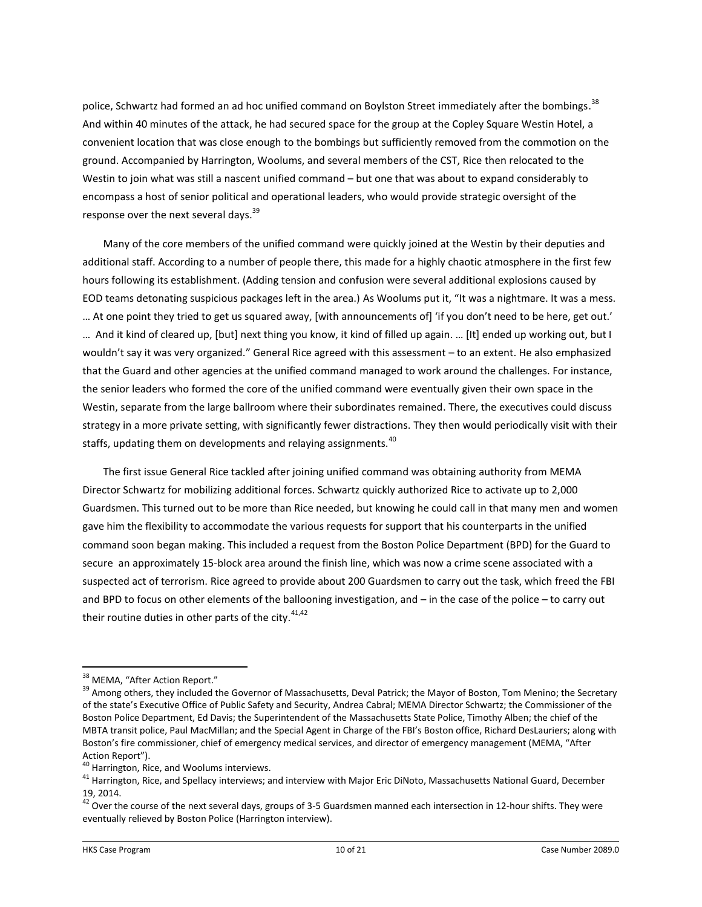police, Schwartz had formed an ad hoc unified command on Boylston Street immediately after the bombings.[38] And within 40 minutes of the attack, he had secured space for the group at the Copley Square Westin Hotel, a convenient location that was close enough to the bombings but sufficiently removed from the commotion on the ground. Accompanied by Harrington, Woolums, and several members of the CST, Rice then relocated to the Westin to join what was still a nascent unified command – but one that was about to expand considerably to encompass a host of senior political and operational leaders, who would provide strategic oversight of the response over the next several days.[39]

Many of the core members of the unified command were quickly joined at the Westin by their deputies and additional staff. According to a number of people there, this made for a highly chaotic atmosphere in the first few hours following its establishment. (Adding tension and confusion were several additional explosions caused by EOD teams detonating suspicious packages left in the area.) As Woolums put it, "It was a nightmare. It was a mess. … At one point they tried to get us squared away, [with announcements of] 'if you don't need to be here, get out.' … And it kind of cleared up, [but] next thing you know, it kind of filled up again. … [It] ended up working out, but I wouldn't say it was very organized." General Rice agreed with this assessment – to an extent. He also emphasized that the Guard and other agencies at the unified command managed to work around the challenges. For instance, the senior leaders who formed the core of the unified command were eventually given their own space in the Westin, separate from the large ballroom where their subordinates remained. There, the executives could discuss strategy in a more private setting, with significantly fewer distractions. They then would periodically visit with their staffs, updating them on developments and relaying assignments.[40]

The first issue General Rice tackled after joining unified command was obtaining authority from MEMA Director Schwartz for mobilizing additional forces. Schwartz quickly authorized Rice to activate up to 2,000 Guardsmen. This turned out to be more than Rice needed, but knowing he could call in that many men and women gave him the flexibility to accommodate the various requests for support that his counterparts in the unified command soon began making. This included a request from the Boston Police Department (BPD) for the Guard to secure an approximately 15-block area around the finish line, which was now a crime scene associated with a suspected act of terrorism. Rice agreed to provide about 200 Guardsmen to carry out the task, which freed the FBI and BPD to focus on other elements of the ballooning investigation, and – in the case of the police – to carry out their routine duties in other parts of the city.[41,42]

---

[38] MEMA, "After Action Report."

[39] Among others, they included the Governor of Massachusetts, Deval Patrick; the Mayor of Boston, Tom Menino; the Secretary of the state's Executive Office of Public Safety and Security, Andrea Cabral; MEMA Director Schwartz; the Commissioner of the Boston Police Department, Ed Davis; the Superintendent of the Massachusetts State Police, Timothy Alben; the chief of the MBTA transit police, Paul MacMillan; and the Special Agent in Charge of the FBI's Boston office, Richard DesLauriers; along with Boston's fire commissioner, chief of emergency medical services, and director of emergency management (MEMA, "After Action Report").

[40] Harrington, Rice, and Woolums interviews.

[41] Harrington, Rice, and Spellacy interviews; and interview with Major Eric DiNoto, Massachusetts National Guard, December 19, 2014.

[42] Over the course of the next several days, groups of 3-5 Guardsmen manned each intersection in 12-hour shifts. They were eventually relieved by Boston Police (Harrington interview).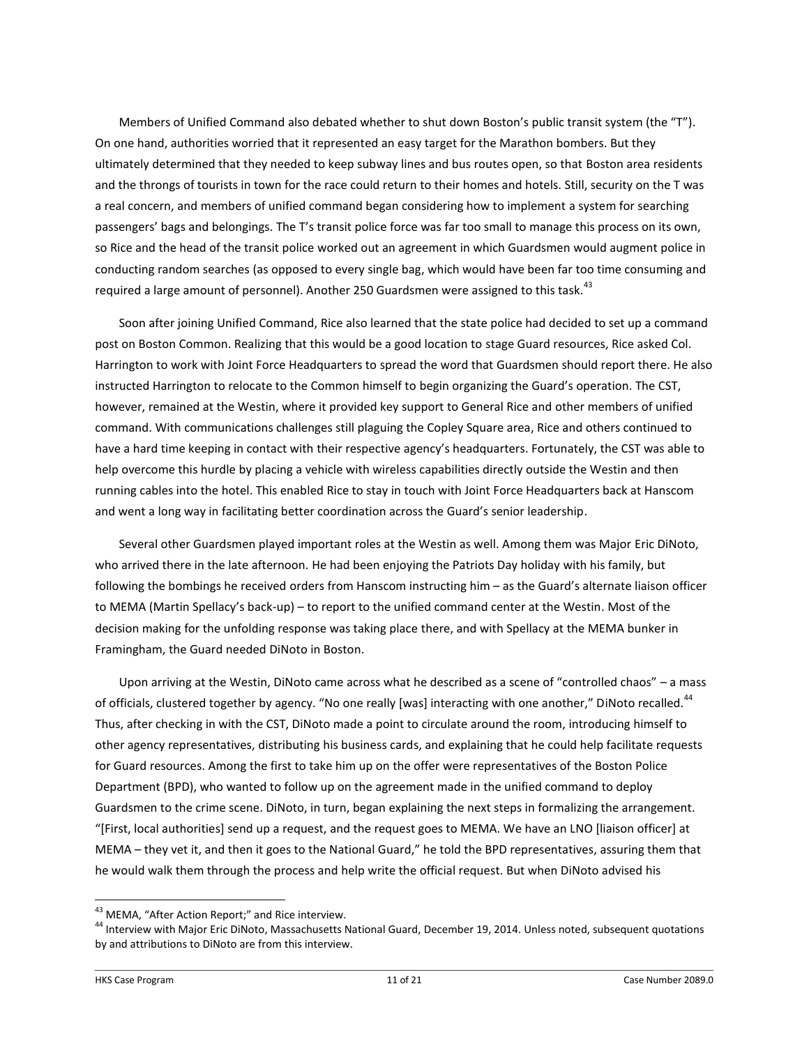Members of Unified Command also debated whether to shut down Boston's public transit system (the "T"). On one hand, authorities worried that it represented an easy target for the Marathon bombers. But they ultimately determined that they needed to keep subway lines and bus routes open, so that Boston area residents and the throngs of tourists in town for the race could return to their homes and hotels. Still, security on the T was a real concern, and members of unified command began considering how to implement a system for searching passengers' bags and belongings. The T's transit police force was far too small to manage this process on its own, so Rice and the head of the transit police worked out an agreement in which Guardsmen would augment police in conducting random searches (as opposed to every single bag, which would have been far too time consuming and required a large amount of personnel). Another 250 Guardsmen were assigned to this task.[43]

Soon after joining Unified Command, Rice also learned that the state police had decided to set up a command post on Boston Common. Realizing that this would be a good location to stage Guard resources, Rice asked Col. Harrington to work with Joint Force Headquarters to spread the word that Guardsmen should report there. He also instructed Harrington to relocate to the Common himself to begin organizing the Guard's operation. The CST, however, remained at the Westin, where it provided key support to General Rice and other members of unified command. With communications challenges still plaguing the Copley Square area, Rice and others continued to have a hard time keeping in contact with their respective agency's headquarters. Fortunately, the CST was able to help overcome this hurdle by placing a vehicle with wireless capabilities directly outside the Westin and then running cables into the hotel. This enabled Rice to stay in touch with Joint Force Headquarters back at Hanscom and went a long way in facilitating better coordination across the Guard's senior leadership.

Several other Guardsmen played important roles at the Westin as well. Among them was Major Eric DiNoto, who arrived there in the late afternoon. He had been enjoying the Patriots Day holiday with his family, but following the bombings he received orders from Hanscom instructing him – as the Guard's alternate liaison officer to MEMA (Martin Spellacy's back-up) – to report to the unified command center at the Westin. Most of the decision making for the unfolding response was taking place there, and with Spellacy at the MEMA bunker in Framingham, the Guard needed DiNoto in Boston.

Upon arriving at the Westin, DiNoto came across what he described as a scene of "controlled chaos" – a mass of officials, clustered together by agency. "No one really [was] interacting with one another," DiNoto recalled.[44] Thus, after checking in with the CST, DiNoto made a point to circulate around the room, introducing himself to other agency representatives, distributing his business cards, and explaining that he could help facilitate requests for Guard resources. Among the first to take him up on the offer were representatives of the Boston Police Department (BPD), who wanted to follow up on the agreement made in the unified command to deploy Guardsmen to the crime scene. DiNoto, in turn, began explaining the next steps in formalizing the arrangement. "[First, local authorities] send up a request, and the request goes to MEMA. We have an LNO [liaison officer] at MEMA – they vet it, and then it goes to the National Guard," he told the BPD representatives, assuring them that he would walk them through the process and help write the official request. But when DiNoto advised his

---

[43] MEMA, "After Action Report;" and Rice interview.

[44] Interview with Major Eric DiNoto, Massachusetts National Guard, December 19, 2014. Unless noted, subsequent quotations by and attributions to DiNoto are from this interview.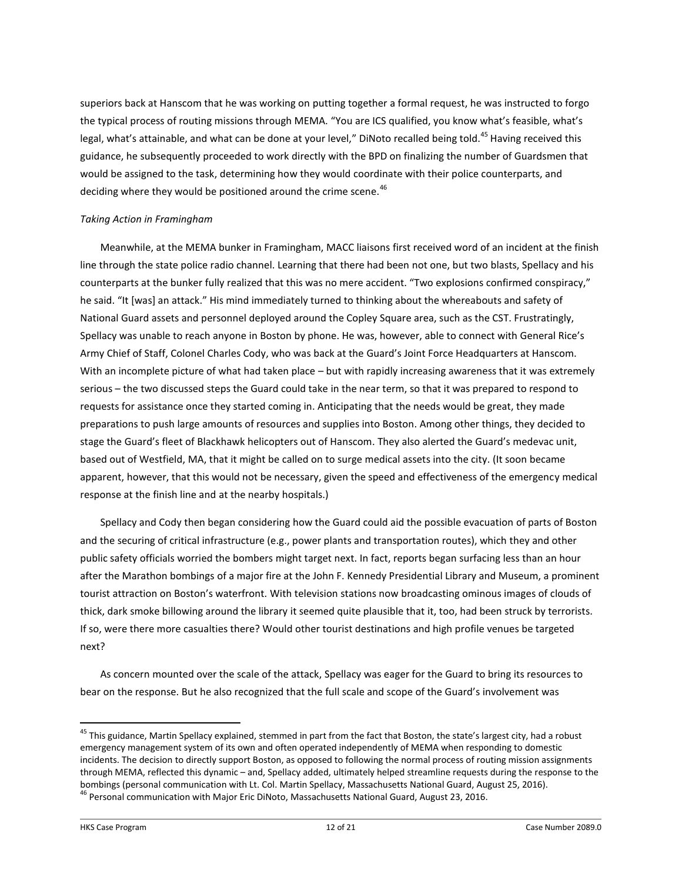superiors back at Hanscom that he was working on putting together a formal request, he was instructed to forgo the typical process of routing missions through MEMA. "You are ICS qualified, you know what's feasible, what's legal, what's attainable, and what can be done at your level," DiNoto recalled being told.[45] Having received this guidance, he subsequently proceeded to work directly with the BPD on finalizing the number of Guardsmen that would be assigned to the task, determining how they would coordinate with their police counterparts, and deciding where they would be positioned around the crime scene.[46]

*Taking Action in Framingham*

Meanwhile, at the MEMA bunker in Framingham, MACC liaisons first received word of an incident at the finish line through the state police radio channel. Learning that there had been not one, but two blasts, Spellacy and his counterparts at the bunker fully realized that this was no mere accident. "Two explosions confirmed conspiracy," he said. "It [was] an attack." His mind immediately turned to thinking about the whereabouts and safety of National Guard assets and personnel deployed around the Copley Square area, such as the CST. Frustratingly, Spellacy was unable to reach anyone in Boston by phone. He was, however, able to connect with General Rice's Army Chief of Staff, Colonel Charles Cody, who was back at the Guard's Joint Force Headquarters at Hanscom. With an incomplete picture of what had taken place – but with rapidly increasing awareness that it was extremely serious – the two discussed steps the Guard could take in the near term, so that it was prepared to respond to requests for assistance once they started coming in. Anticipating that the needs would be great, they made preparations to push large amounts of resources and supplies into Boston. Among other things, they decided to stage the Guard's fleet of Blackhawk helicopters out of Hanscom. They also alerted the Guard's medevac unit, based out of Westfield, MA, that it might be called on to surge medical assets into the city. (It soon became apparent, however, that this would not be necessary, given the speed and effectiveness of the emergency medical response at the finish line and at the nearby hospitals.)

Spellacy and Cody then began considering how the Guard could aid the possible evacuation of parts of Boston and the securing of critical infrastructure (e.g., power plants and transportation routes), which they and other public safety officials worried the bombers might target next. In fact, reports began surfacing less than an hour after the Marathon bombings of a major fire at the John F. Kennedy Presidential Library and Museum, a prominent tourist attraction on Boston's waterfront. With television stations now broadcasting ominous images of clouds of thick, dark smoke billowing around the library it seemed quite plausible that it, too, had been struck by terrorists. If so, were there more casualties there? Would other tourist destinations and high profile venues be targeted next?

As concern mounted over the scale of the attack, Spellacy was eager for the Guard to bring its resources to bear on the response. But he also recognized that the full scale and scope of the Guard's involvement was

---

[45] This guidance, Martin Spellacy explained, stemmed in part from the fact that Boston, the state's largest city, had a robust emergency management system of its own and often operated independently of MEMA when responding to domestic incidents. The decision to directly support Boston, as opposed to following the normal process of routing mission assignments through MEMA, reflected this dynamic – and, Spellacy added, ultimately helped streamline requests during the response to the bombings (personal communication with Lt. Col. Martin Spellacy, Massachusetts National Guard, August 25, 2016).

[46] Personal communication with Major Eric DiNoto, Massachusetts National Guard, August 23, 2016.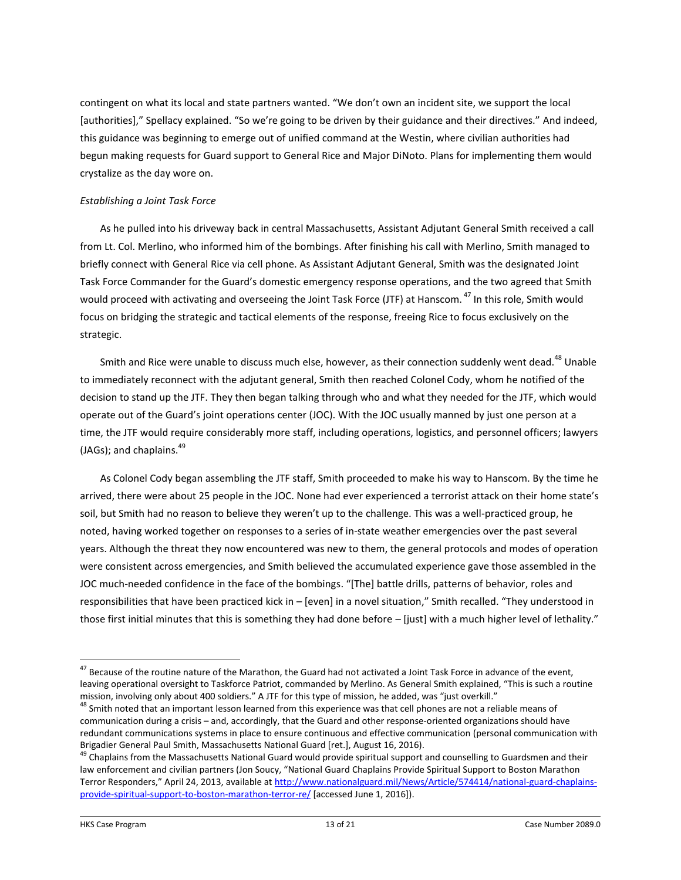contingent on what its local and state partners wanted. "We don't own an incident site, we support the local [authorities]," Spellacy explained. "So we're going to be driven by their guidance and their directives." And indeed, this guidance was beginning to emerge out of unified command at the Westin, where civilian authorities had begun making requests for Guard support to General Rice and Major DiNoto. Plans for implementing them would crystalize as the day wore on.

*Establishing a Joint Task Force*

As he pulled into his driveway back in central Massachusetts, Assistant Adjutant General Smith received a call from Lt. Col. Merlino, who informed him of the bombings. After finishing his call with Merlino, Smith managed to briefly connect with General Rice via cell phone. As Assistant Adjutant General, Smith was the designated Joint Task Force Commander for the Guard's domestic emergency response operations, and the two agreed that Smith would proceed with activating and overseeing the Joint Task Force (JTF) at Hanscom.[47] In this role, Smith would focus on bridging the strategic and tactical elements of the response, freeing Rice to focus exclusively on the strategic.

Smith and Rice were unable to discuss much else, however, as their connection suddenly went dead.[48] Unable to immediately reconnect with the adjutant general, Smith then reached Colonel Cody, whom he notified of the decision to stand up the JTF. They then began talking through who and what they needed for the JTF, which would operate out of the Guard's joint operations center (JOC). With the JOC usually manned by just one person at a time, the JTF would require considerably more staff, including operations, logistics, and personnel officers; lawyers (JAGs); and chaplains.[49]

As Colonel Cody began assembling the JTF staff, Smith proceeded to make his way to Hanscom. By the time he arrived, there were about 25 people in the JOC. None had ever experienced a terrorist attack on their home state's soil, but Smith had no reason to believe they weren't up to the challenge. This was a well-practiced group, he noted, having worked together on responses to a series of in-state weather emergencies over the past several years. Although the threat they now encountered was new to them, the general protocols and modes of operation were consistent across emergencies, and Smith believed the accumulated experience gave those assembled in the JOC much-needed confidence in the face of the bombings. "[The] battle drills, patterns of behavior, roles and responsibilities that have been practiced kick in – [even] in a novel situation," Smith recalled. "They understood in those first initial minutes that this is something they had done before – [just] with a much higher level of lethality."

---

[47] Because of the routine nature of the Marathon, the Guard had not activated a Joint Task Force in advance of the event, leaving operational oversight to Taskforce Patriot, commanded by Merlino. As General Smith explained, "This is such a routine mission, involving only about 400 soldiers." A JTF for this type of mission, he added, was "just overkill."

[48] Smith noted that an important lesson learned from this experience was that cell phones are not a reliable means of communication during a crisis – and, accordingly, that the Guard and other response-oriented organizations should have redundant communications systems in place to ensure continuous and effective communication (personal communication with Brigadier General Paul Smith, Massachusetts National Guard [ret.], August 16, 2016).

[49] Chaplains from the Massachusetts National Guard would provide spiritual support and counselling to Guardsmen and their law enforcement and civilian partners (Jon Soucy, "National Guard Chaplains Provide Spiritual Support to Boston Marathon Terror Responders," April 24, 2013, available at http://www.nationalguard.mil/News/Article/574414/national-guard-chaplains-provide-spiritual-support-to-boston-marathon-terror-re/ [accessed June 1, 2016]).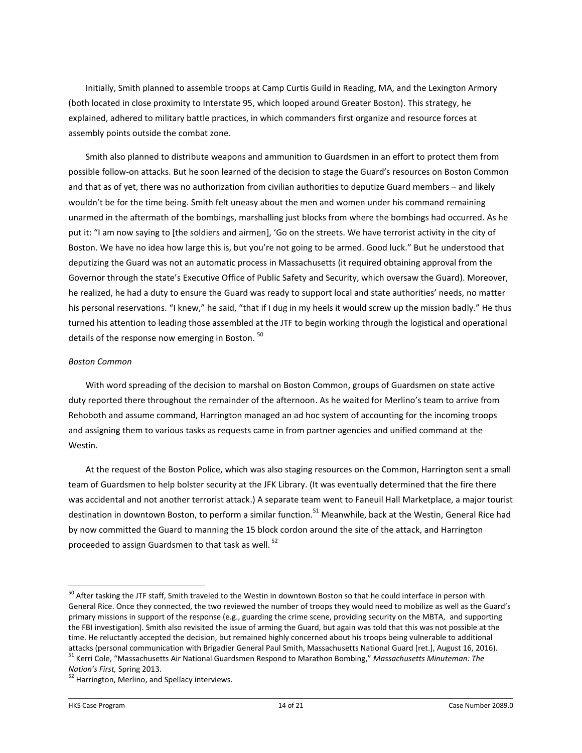Initially, Smith planned to assemble troops at Camp Curtis Guild in Reading, MA, and the Lexington Armory (both located in close proximity to Interstate 95, which looped around Greater Boston). This strategy, he explained, adhered to military battle practices, in which commanders first organize and resource forces at assembly points outside the combat zone.

Smith also planned to distribute weapons and ammunition to Guardsmen in an effort to protect them from possible follow-on attacks. But he soon learned of the decision to stage the Guard's resources on Boston Common and that as of yet, there was no authorization from civilian authorities to deputize Guard members – and likely wouldn't be for the time being. Smith felt uneasy about the men and women under his command remaining unarmed in the aftermath of the bombings, marshalling just blocks from where the bombings had occurred. As he put it: "I am now saying to [the soldiers and airmen], 'Go on the streets. We have terrorist activity in the city of Boston. We have no idea how large this is, but you're not going to be armed. Good luck." But he understood that deputizing the Guard was not an automatic process in Massachusetts (it required obtaining approval from the Governor through the state's Executive Office of Public Safety and Security, which oversaw the Guard). Moreover, he realized, he had a duty to ensure the Guard was ready to support local and state authorities' needs, no matter his personal reservations. "I knew," he said, "that if I dug in my heels it would screw up the mission badly." He thus turned his attention to leading those assembled at the JTF to begin working through the logistical and operational details of the response now emerging in Boston. [50]

*Boston Common*

With word spreading of the decision to marshal on Boston Common, groups of Guardsmen on state active duty reported there throughout the remainder of the afternoon. As he waited for Merlino's team to arrive from Rehoboth and assume command, Harrington managed an ad hoc system of accounting for the incoming troops and assigning them to various tasks as requests came in from partner agencies and unified command at the Westin.

At the request of the Boston Police, which was also staging resources on the Common, Harrington sent a small team of Guardsmen to help bolster security at the JFK Library. (It was eventually determined that the fire there was accidental and not another terrorist attack.) A separate team went to Faneuil Hall Marketplace, a major tourist destination in downtown Boston, to perform a similar function.[51] Meanwhile, back at the Westin, General Rice had by now committed the Guard to manning the 15 block cordon around the site of the attack, and Harrington proceeded to assign Guardsmen to that task as well. [52]

---

[50] After tasking the JTF staff, Smith traveled to the Westin in downtown Boston so that he could interface in person with General Rice. Once they connected, the two reviewed the number of troops they would need to mobilize as well as the Guard's primary missions in support of the response (e.g., guarding the crime scene, providing security on the MBTA, and supporting the FBI investigation). Smith also revisited the issue of arming the Guard, but again was told that this was not possible at the time. He reluctantly accepted the decision, but remained highly concerned about his troops being vulnerable to additional attacks (personal communication with Brigadier General Paul Smith, Massachusetts National Guard [ret.], August 16, 2016).

[51] Kerri Cole, "Massachusetts Air National Guardsmen Respond to Marathon Bombing," *Massachusetts Minuteman: The Nation's First,* Spring 2013.

[52] Harrington, Merlino, and Spellacy interviews.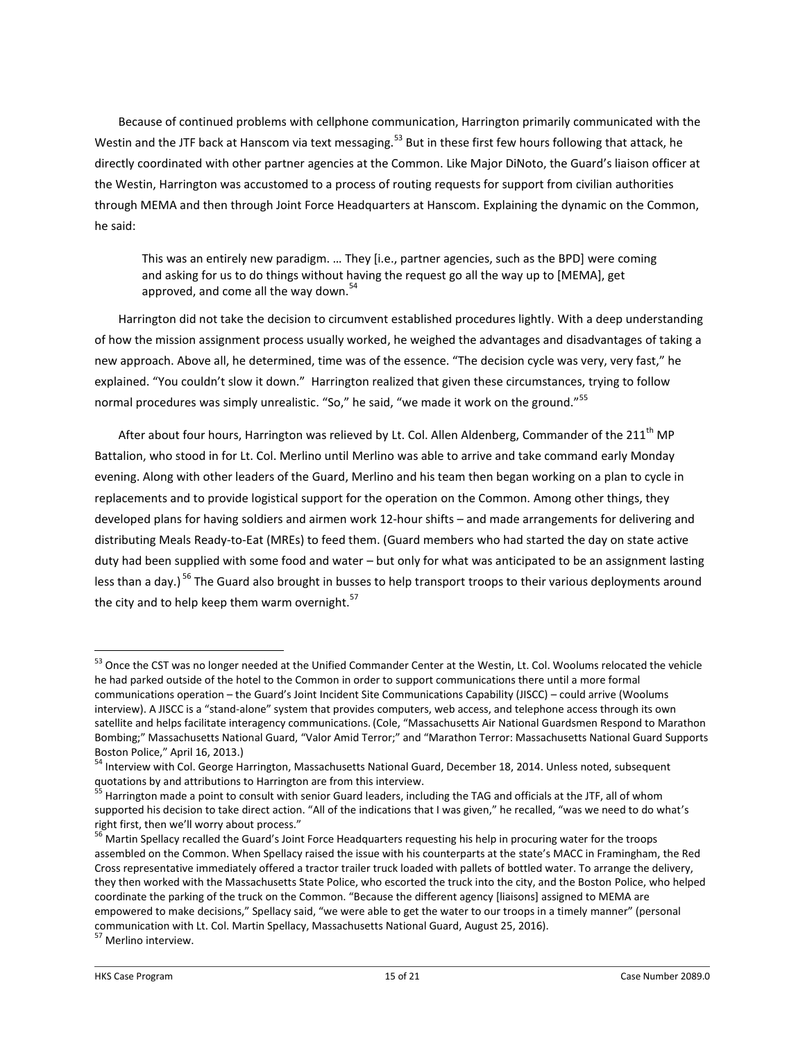Because of continued problems with cellphone communication, Harrington primarily communicated with the Westin and the JTF back at Hanscom via text messaging.[53] But in these first few hours following that attack, he directly coordinated with other partner agencies at the Common. Like Major DiNoto, the Guard's liaison officer at the Westin, Harrington was accustomed to a process of routing requests for support from civilian authorities through MEMA and then through Joint Force Headquarters at Hanscom. Explaining the dynamic on the Common, he said:

> This was an entirely new paradigm. … They [i.e., partner agencies, such as the BPD] were coming and asking for us to do things without having the request go all the way up to [MEMA], get approved, and come all the way down.[54]

Harrington did not take the decision to circumvent established procedures lightly. With a deep understanding of how the mission assignment process usually worked, he weighed the advantages and disadvantages of taking a new approach. Above all, he determined, time was of the essence. "The decision cycle was very, very fast," he explained. "You couldn't slow it down." Harrington realized that given these circumstances, trying to follow normal procedures was simply unrealistic. "So," he said, "we made it work on the ground."[55]

After about four hours, Harrington was relieved by Lt. Col. Allen Aldenberg, Commander of the 211th MP Battalion, who stood in for Lt. Col. Merlino until Merlino was able to arrive and take command early Monday evening. Along with other leaders of the Guard, Merlino and his team then began working on a plan to cycle in replacements and to provide logistical support for the operation on the Common. Among other things, they developed plans for having soldiers and airmen work 12-hour shifts – and made arrangements for delivering and distributing Meals Ready-to-Eat (MREs) to feed them. (Guard members who had started the day on state active duty had been supplied with some food and water – but only for what was anticipated to be an assignment lasting less than a day.)[56] The Guard also brought in busses to help transport troops to their various deployments around the city and to help keep them warm overnight.[57]

---

[53] Once the CST was no longer needed at the Unified Commander Center at the Westin, Lt. Col. Woolums relocated the vehicle he had parked outside of the hotel to the Common in order to support communications there until a more formal communications operation – the Guard's Joint Incident Site Communications Capability (JISCC) – could arrive (Woolums interview). A JISCC is a "stand-alone" system that provides computers, web access, and telephone access through its own satellite and helps facilitate interagency communications. (Cole, "Massachusetts Air National Guardsmen Respond to Marathon Bombing;" Massachusetts National Guard, "Valor Amid Terror;" and "Marathon Terror: Massachusetts National Guard Supports Boston Police," April 16, 2013.)

[54] Interview with Col. George Harrington, Massachusetts National Guard, December 18, 2014. Unless noted, subsequent quotations by and attributions to Harrington are from this interview.

[55] Harrington made a point to consult with senior Guard leaders, including the TAG and officials at the JTF, all of whom supported his decision to take direct action. "All of the indications that I was given," he recalled, "was we need to do what's right first, then we'll worry about process."

[56] Martin Spellacy recalled the Guard's Joint Force Headquarters requesting his help in procuring water for the troops assembled on the Common. When Spellacy raised the issue with his counterparts at the state's MACC in Framingham, the Red Cross representative immediately offered a tractor trailer truck loaded with pallets of bottled water. To arrange the delivery, they then worked with the Massachusetts State Police, who escorted the truck into the city, and the Boston Police, who helped coordinate the parking of the truck on the Common. "Because the different agency [liaisons] assigned to MEMA are empowered to make decisions," Spellacy said, "we were able to get the water to our troops in a timely manner" (personal communication with Lt. Col. Martin Spellacy, Massachusetts National Guard, August 25, 2016).

[57] Merlino interview.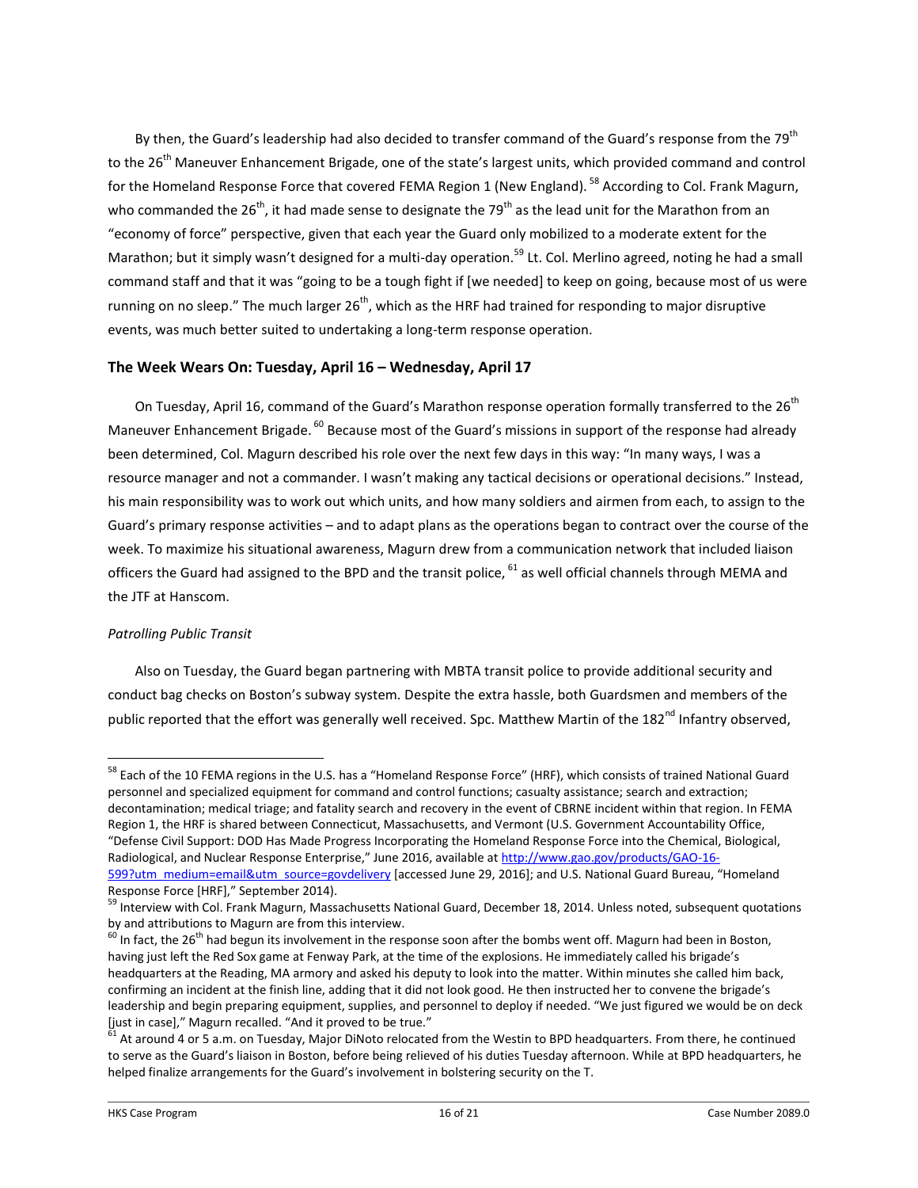By then, the Guard's leadership had also decided to transfer command of the Guard's response from the 79th to the 26th Maneuver Enhancement Brigade, one of the state's largest units, which provided command and control for the Homeland Response Force that covered FEMA Region 1 (New England).[58] According to Col. Frank Magurn, who commanded the 26th, it had made sense to designate the 79th as the lead unit for the Marathon from an "economy of force" perspective, given that each year the Guard only mobilized to a moderate extent for the Marathon; but it simply wasn't designed for a multi-day operation.[59] Lt. Col. Merlino agreed, noting he had a small command staff and that it was "going to be a tough fight if [we needed] to keep on going, because most of us were running on no sleep." The much larger 26th, which as the HRF had trained for responding to major disruptive events, was much better suited to undertaking a long-term response operation.

## The Week Wears On: Tuesday, April 16 – Wednesday, April 17

On Tuesday, April 16, command of the Guard's Marathon response operation formally transferred to the 26th Maneuver Enhancement Brigade.[60] Because most of the Guard's missions in support of the response had already been determined, Col. Magurn described his role over the next few days in this way: "In many ways, I was a resource manager and not a commander. I wasn't making any tactical decisions or operational decisions." Instead, his main responsibility was to work out which units, and how many soldiers and airmen from each, to assign to the Guard's primary response activities – and to adapt plans as the operations began to contract over the course of the week. To maximize his situational awareness, Magurn drew from a communication network that included liaison officers the Guard had assigned to the BPD and the transit police,[61] as well official channels through MEMA and the JTF at Hanscom.

*Patrolling Public Transit*

Also on Tuesday, the Guard began partnering with MBTA transit police to provide additional security and conduct bag checks on Boston's subway system. Despite the extra hassle, both Guardsmen and members of the public reported that the effort was generally well received. Spc. Matthew Martin of the 182nd Infantry observed,

---

[58] Each of the 10 FEMA regions in the U.S. has a "Homeland Response Force" (HRF), which consists of trained National Guard personnel and specialized equipment for command and control functions; casualty assistance; search and extraction; decontamination; medical triage; and fatality search and recovery in the event of CBRNE incident within that region. In FEMA Region 1, the HRF is shared between Connecticut, Massachusetts, and Vermont (U.S. Government Accountability Office, "Defense Civil Support: DOD Has Made Progress Incorporating the Homeland Response Force into the Chemical, Biological, Radiological, and Nuclear Response Enterprise," June 2016, available at http://www.gao.gov/products/GAO-16-599?utm_medium=email&utm_source=govdelivery [accessed June 29, 2016]; and U.S. National Guard Bureau, "Homeland Response Force [HRF]," September 2014).

[59] Interview with Col. Frank Magurn, Massachusetts National Guard, December 18, 2014. Unless noted, subsequent quotations by and attributions to Magurn are from this interview.

[60] In fact, the 26th had begun its involvement in the response soon after the bombs went off. Magurn had been in Boston, having just left the Red Sox game at Fenway Park, at the time of the explosions. He immediately called his brigade's headquarters at the Reading, MA armory and asked his deputy to look into the matter. Within minutes she called him back, confirming an incident at the finish line, adding that it did not look good. He then instructed her to convene the brigade's leadership and begin preparing equipment, supplies, and personnel to deploy if needed. "We just figured we would be on deck [just in case]," Magurn recalled. "And it proved to be true."

[61] At around 4 or 5 a.m. on Tuesday, Major DiNoto relocated from the Westin to BPD headquarters. From there, he continued to serve as the Guard's liaison in Boston, before being relieved of his duties Tuesday afternoon. While at BPD headquarters, he helped finalize arrangements for the Guard's involvement in bolstering security on the T.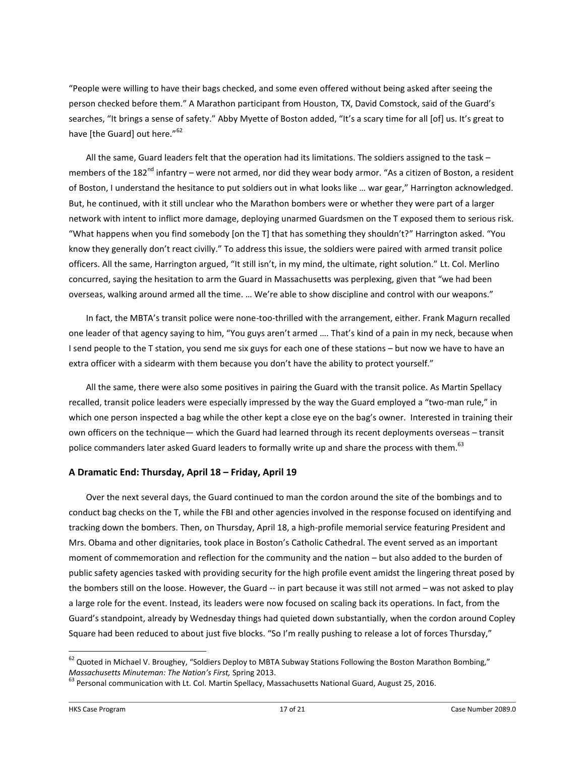"People were willing to have their bags checked, and some even offered without being asked after seeing the person checked before them." A Marathon participant from Houston, TX, David Comstock, said of the Guard's searches, "It brings a sense of safety." Abby Myette of Boston added, "It's a scary time for all [of] us. It's great to have [the Guard] out here."[62]

All the same, Guard leaders felt that the operation had its limitations. The soldiers assigned to the task – members of the 182nd infantry – were not armed, nor did they wear body armor. "As a citizen of Boston, a resident of Boston, I understand the hesitance to put soldiers out in what looks like … war gear," Harrington acknowledged. But, he continued, with it still unclear who the Marathon bombers were or whether they were part of a larger network with intent to inflict more damage, deploying unarmed Guardsmen on the T exposed them to serious risk. "What happens when you find somebody [on the T] that has something they shouldn't?" Harrington asked. "You know they generally don't react civilly." To address this issue, the soldiers were paired with armed transit police officers. All the same, Harrington argued, "It still isn't, in my mind, the ultimate, right solution." Lt. Col. Merlino concurred, saying the hesitation to arm the Guard in Massachusetts was perplexing, given that "we had been overseas, walking around armed all the time. … We're able to show discipline and control with our weapons."

In fact, the MBTA's transit police were none-too-thrilled with the arrangement, either. Frank Magurn recalled one leader of that agency saying to him, "You guys aren't armed …. That's kind of a pain in my neck, because when I send people to the T station, you send me six guys for each one of these stations – but now we have to have an extra officer with a sidearm with them because you don't have the ability to protect yourself."

All the same, there were also some positives in pairing the Guard with the transit police. As Martin Spellacy recalled, transit police leaders were especially impressed by the way the Guard employed a "two-man rule," in which one person inspected a bag while the other kept a close eye on the bag's owner. Interested in training their own officers on the technique— which the Guard had learned through its recent deployments overseas – transit police commanders later asked Guard leaders to formally write up and share the process with them.[63]

## A Dramatic End: Thursday, April 18 – Friday, April 19

Over the next several days, the Guard continued to man the cordon around the site of the bombings and to conduct bag checks on the T, while the FBI and other agencies involved in the response focused on identifying and tracking down the bombers. Then, on Thursday, April 18, a high-profile memorial service featuring President and Mrs. Obama and other dignitaries, took place in Boston's Catholic Cathedral. The event served as an important moment of commemoration and reflection for the community and the nation – but also added to the burden of public safety agencies tasked with providing security for the high profile event amidst the lingering threat posed by the bombers still on the loose. However, the Guard -- in part because it was still not armed – was not asked to play a large role for the event. Instead, its leaders were now focused on scaling back its operations. In fact, from the Guard's standpoint, already by Wednesday things had quieted down substantially, when the cordon around Copley Square had been reduced to about just five blocks. "So I'm really pushing to release a lot of forces Thursday,"

---

[62] Quoted in Michael V. Broughey, "Soldiers Deploy to MBTA Subway Stations Following the Boston Marathon Bombing," *Massachusetts Minuteman: The Nation's First,* Spring 2013.

[63] Personal communication with Lt. Col. Martin Spellacy, Massachusetts National Guard, August 25, 2016.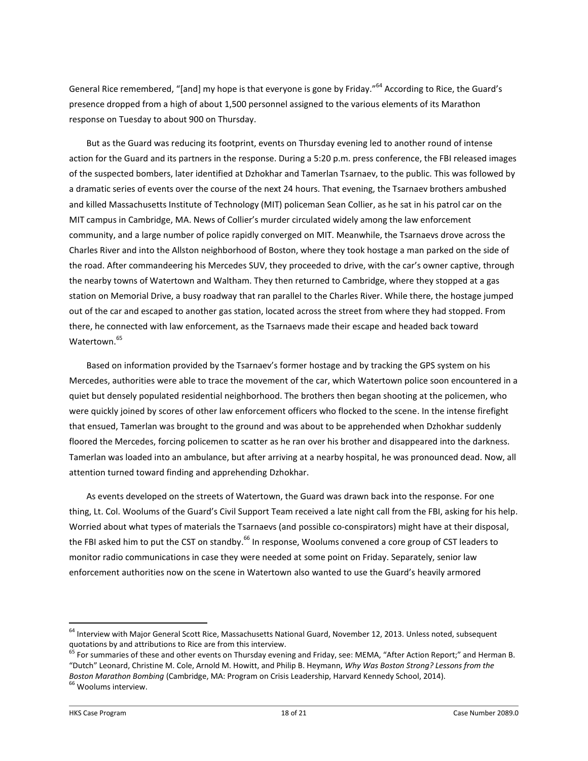General Rice remembered, "[and] my hope is that everyone is gone by Friday."[64] According to Rice, the Guard's presence dropped from a high of about 1,500 personnel assigned to the various elements of its Marathon response on Tuesday to about 900 on Thursday.

But as the Guard was reducing its footprint, events on Thursday evening led to another round of intense action for the Guard and its partners in the response. During a 5:20 p.m. press conference, the FBI released images of the suspected bombers, later identified at Dzhokhar and Tamerlan Tsarnaev, to the public. This was followed by a dramatic series of events over the course of the next 24 hours. That evening, the Tsarnaev brothers ambushed and killed Massachusetts Institute of Technology (MIT) policeman Sean Collier, as he sat in his patrol car on the MIT campus in Cambridge, MA. News of Collier's murder circulated widely among the law enforcement community, and a large number of police rapidly converged on MIT. Meanwhile, the Tsarnaevs drove across the Charles River and into the Allston neighborhood of Boston, where they took hostage a man parked on the side of the road. After commandeering his Mercedes SUV, they proceeded to drive, with the car's owner captive, through the nearby towns of Watertown and Waltham. They then returned to Cambridge, where they stopped at a gas station on Memorial Drive, a busy roadway that ran parallel to the Charles River. While there, the hostage jumped out of the car and escaped to another gas station, located across the street from where they had stopped. From there, he connected with law enforcement, as the Tsarnaevs made their escape and headed back toward Watertown.[65]

Based on information provided by the Tsarnaev's former hostage and by tracking the GPS system on his Mercedes, authorities were able to trace the movement of the car, which Watertown police soon encountered in a quiet but densely populated residential neighborhood. The brothers then began shooting at the policemen, who were quickly joined by scores of other law enforcement officers who flocked to the scene. In the intense firefight that ensued, Tamerlan was brought to the ground and was about to be apprehended when Dzhokhar suddenly floored the Mercedes, forcing policemen to scatter as he ran over his brother and disappeared into the darkness. Tamerlan was loaded into an ambulance, but after arriving at a nearby hospital, he was pronounced dead. Now, all attention turned toward finding and apprehending Dzhokhar.

As events developed on the streets of Watertown, the Guard was drawn back into the response. For one thing, Lt. Col. Woolums of the Guard's Civil Support Team received a late night call from the FBI, asking for his help. Worried about what types of materials the Tsarnaevs (and possible co-conspirators) might have at their disposal, the FBI asked him to put the CST on standby.[66] In response, Woolums convened a core group of CST leaders to monitor radio communications in case they were needed at some point on Friday. Separately, senior law enforcement authorities now on the scene in Watertown also wanted to use the Guard's heavily armored

---

[64] Interview with Major General Scott Rice, Massachusetts National Guard, November 12, 2013. Unless noted, subsequent quotations by and attributions to Rice are from this interview.

[65] For summaries of these and other events on Thursday evening and Friday, see: MEMA, "After Action Report;" and Herman B. "Dutch" Leonard, Christine M. Cole, Arnold M. Howitt, and Philip B. Heymann, *Why Was Boston Strong? Lessons from the Boston Marathon Bombing* (Cambridge, MA: Program on Crisis Leadership, Harvard Kennedy School, 2014).

[66] Woolums interview.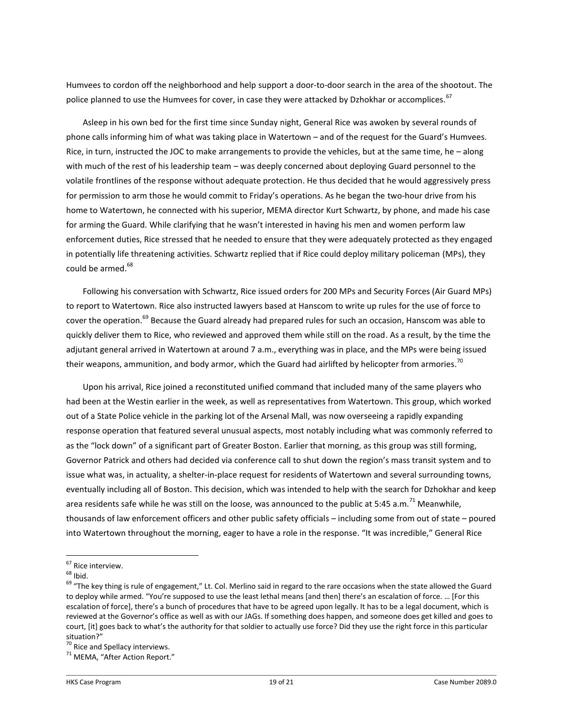Humvees to cordon off the neighborhood and help support a door-to-door search in the area of the shootout. The police planned to use the Humvees for cover, in case they were attacked by Dzhokhar or accomplices.[67]

Asleep in his own bed for the first time since Sunday night, General Rice was awoken by several rounds of phone calls informing him of what was taking place in Watertown – and of the request for the Guard's Humvees. Rice, in turn, instructed the JOC to make arrangements to provide the vehicles, but at the same time, he – along with much of the rest of his leadership team – was deeply concerned about deploying Guard personnel to the volatile frontlines of the response without adequate protection. He thus decided that he would aggressively press for permission to arm those he would commit to Friday's operations. As he began the two-hour drive from his home to Watertown, he connected with his superior, MEMA director Kurt Schwartz, by phone, and made his case for arming the Guard. While clarifying that he wasn't interested in having his men and women perform law enforcement duties, Rice stressed that he needed to ensure that they were adequately protected as they engaged in potentially life threatening activities. Schwartz replied that if Rice could deploy military policeman (MPs), they could be armed.[68]

Following his conversation with Schwartz, Rice issued orders for 200 MPs and Security Forces (Air Guard MPs) to report to Watertown. Rice also instructed lawyers based at Hanscom to write up rules for the use of force to cover the operation.[69] Because the Guard already had prepared rules for such an occasion, Hanscom was able to quickly deliver them to Rice, who reviewed and approved them while still on the road. As a result, by the time the adjutant general arrived in Watertown at around 7 a.m., everything was in place, and the MPs were being issued their weapons, ammunition, and body armor, which the Guard had airlifted by helicopter from armories.[70]

Upon his arrival, Rice joined a reconstituted unified command that included many of the same players who had been at the Westin earlier in the week, as well as representatives from Watertown. This group, which worked out of a State Police vehicle in the parking lot of the Arsenal Mall, was now overseeing a rapidly expanding response operation that featured several unusual aspects, most notably including what was commonly referred to as the "lock down" of a significant part of Greater Boston. Earlier that morning, as this group was still forming, Governor Patrick and others had decided via conference call to shut down the region's mass transit system and to issue what was, in actuality, a shelter-in-place request for residents of Watertown and several surrounding towns, eventually including all of Boston. This decision, which was intended to help with the search for Dzhokhar and keep area residents safe while he was still on the loose, was announced to the public at 5:45 a.m.[71] Meanwhile, thousands of law enforcement officers and other public safety officials – including some from out of state – poured into Watertown throughout the morning, eager to have a role in the response. "It was incredible," General Rice

---

[67] Rice interview.

[68] Ibid.

[69] "The key thing is rule of engagement," Lt. Col. Merlino said in regard to the rare occasions when the state allowed the Guard to deploy while armed. "You're supposed to use the least lethal means [and then] there's an escalation of force. … [For this escalation of force], there's a bunch of procedures that have to be agreed upon legally. It has to be a legal document, which is reviewed at the Governor's office as well as with our JAGs. If something does happen, and someone does get killed and goes to court, [it] goes back to what's the authority for that soldier to actually use force? Did they use the right force in this particular situation?"

[70] Rice and Spellacy interviews.

[71] MEMA, "After Action Report."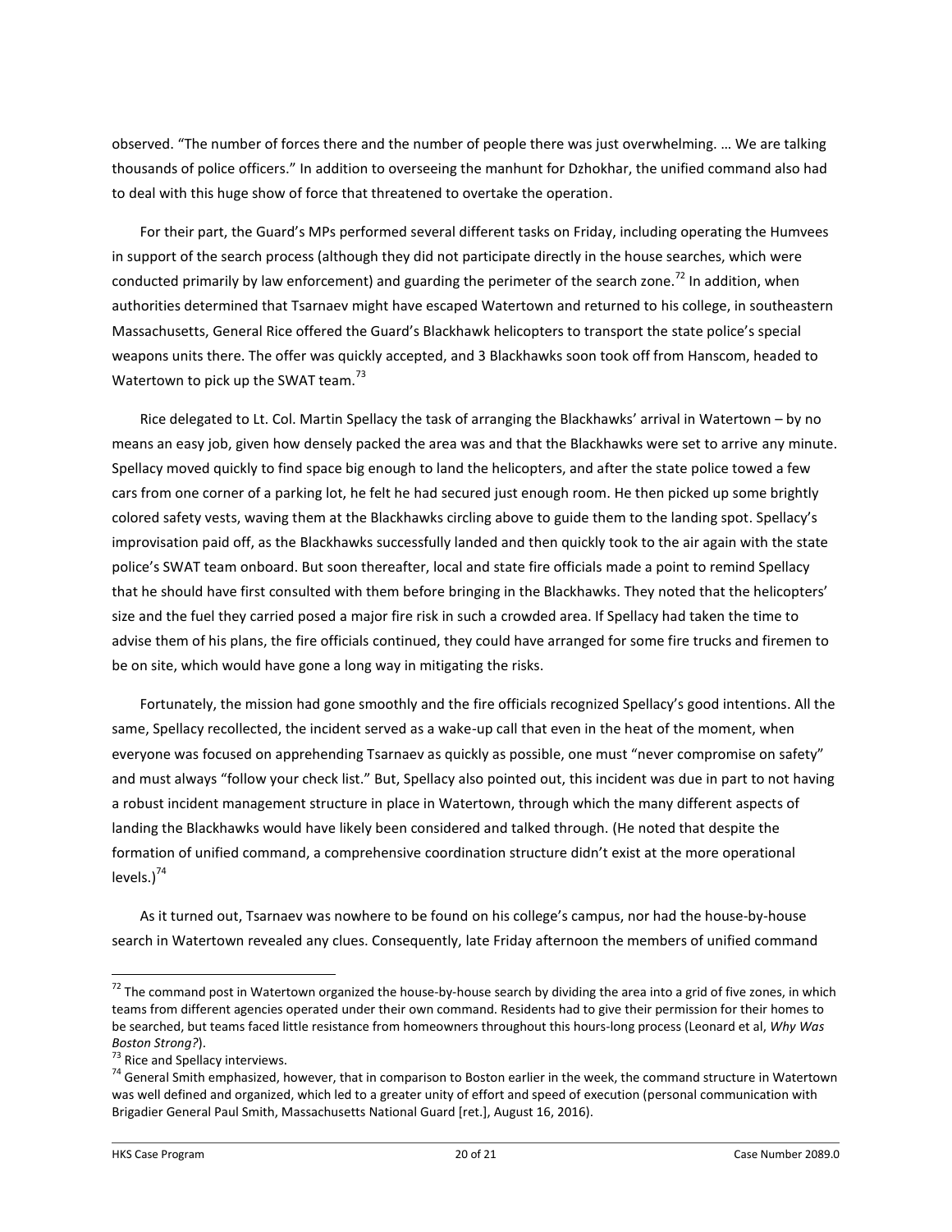observed. "The number of forces there and the number of people there was just overwhelming. … We are talking thousands of police officers." In addition to overseeing the manhunt for Dzhokhar, the unified command also had to deal with this huge show of force that threatened to overtake the operation.

For their part, the Guard's MPs performed several different tasks on Friday, including operating the Humvees in support of the search process (although they did not participate directly in the house searches, which were conducted primarily by law enforcement) and guarding the perimeter of the search zone.[72] In addition, when authorities determined that Tsarnaev might have escaped Watertown and returned to his college, in southeastern Massachusetts, General Rice offered the Guard's Blackhawk helicopters to transport the state police's special weapons units there. The offer was quickly accepted, and 3 Blackhawks soon took off from Hanscom, headed to Watertown to pick up the SWAT team.[73]

Rice delegated to Lt. Col. Martin Spellacy the task of arranging the Blackhawks' arrival in Watertown – by no means an easy job, given how densely packed the area was and that the Blackhawks were set to arrive any minute. Spellacy moved quickly to find space big enough to land the helicopters, and after the state police towed a few cars from one corner of a parking lot, he felt he had secured just enough room. He then picked up some brightly colored safety vests, waving them at the Blackhawks circling above to guide them to the landing spot. Spellacy's improvisation paid off, as the Blackhawks successfully landed and then quickly took to the air again with the state police's SWAT team onboard. But soon thereafter, local and state fire officials made a point to remind Spellacy that he should have first consulted with them before bringing in the Blackhawks. They noted that the helicopters' size and the fuel they carried posed a major fire risk in such a crowded area. If Spellacy had taken the time to advise them of his plans, the fire officials continued, they could have arranged for some fire trucks and firemen to be on site, which would have gone a long way in mitigating the risks.

Fortunately, the mission had gone smoothly and the fire officials recognized Spellacy's good intentions. All the same, Spellacy recollected, the incident served as a wake-up call that even in the heat of the moment, when everyone was focused on apprehending Tsarnaev as quickly as possible, one must "never compromise on safety" and must always "follow your check list." But, Spellacy also pointed out, this incident was due in part to not having a robust incident management structure in place in Watertown, through which the many different aspects of landing the Blackhawks would have likely been considered and talked through. (He noted that despite the formation of unified command, a comprehensive coordination structure didn't exist at the more operational levels.)[74]

As it turned out, Tsarnaev was nowhere to be found on his college's campus, nor had the house-by-house search in Watertown revealed any clues. Consequently, late Friday afternoon the members of unified command

---

[72] The command post in Watertown organized the house-by-house search by dividing the area into a grid of five zones, in which teams from different agencies operated under their own command. Residents had to give their permission for their homes to be searched, but teams faced little resistance from homeowners throughout this hours-long process (Leonard et al, *Why Was Boston Strong?*).

[73] Rice and Spellacy interviews.

[74] General Smith emphasized, however, that in comparison to Boston earlier in the week, the command structure in Watertown was well defined and organized, which led to a greater unity of effort and speed of execution (personal communication with Brigadier General Paul Smith, Massachusetts National Guard [ret.], August 16, 2016).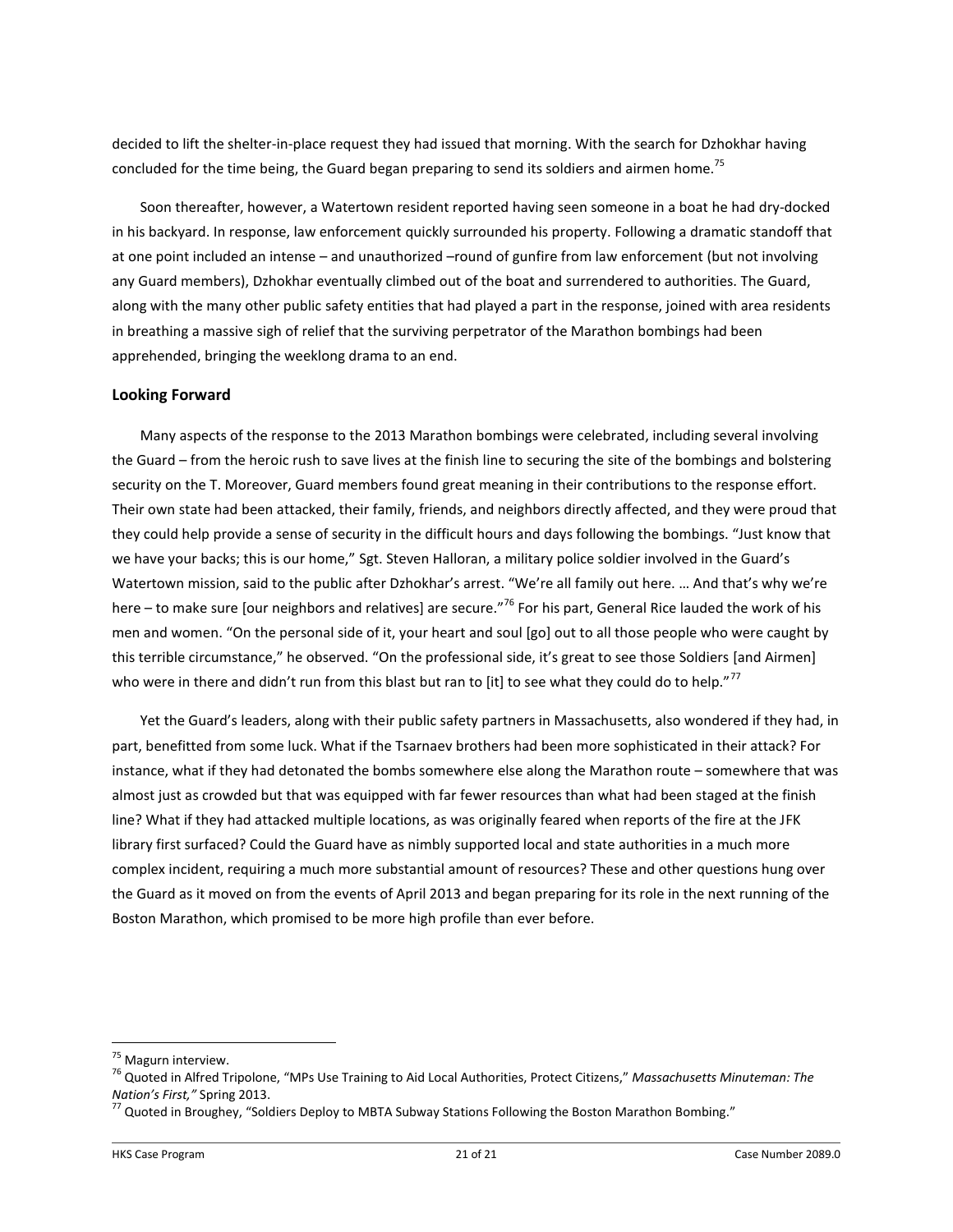decided to lift the shelter-in-place request they had issued that morning. With the search for Dzhokhar having concluded for the time being, the Guard began preparing to send its soldiers and airmen home.[75]

Soon thereafter, however, a Watertown resident reported having seen someone in a boat he had dry-docked in his backyard. In response, law enforcement quickly surrounded his property. Following a dramatic standoff that at one point included an intense – and unauthorized –round of gunfire from law enforcement (but not involving any Guard members), Dzhokhar eventually climbed out of the boat and surrendered to authorities. The Guard, along with the many other public safety entities that had played a part in the response, joined with area residents in breathing a massive sigh of relief that the surviving perpetrator of the Marathon bombings had been apprehended, bringing the weeklong drama to an end.

### Looking Forward

Many aspects of the response to the 2013 Marathon bombings were celebrated, including several involving the Guard – from the heroic rush to save lives at the finish line to securing the site of the bombings and bolstering security on the T. Moreover, Guard members found great meaning in their contributions to the response effort. Their own state had been attacked, their family, friends, and neighbors directly affected, and they were proud that they could help provide a sense of security in the difficult hours and days following the bombings. "Just know that we have your backs; this is our home," Sgt. Steven Halloran, a military police soldier involved in the Guard's Watertown mission, said to the public after Dzhokhar's arrest. "We're all family out here. … And that's why we're here – to make sure [our neighbors and relatives] are secure."[76] For his part, General Rice lauded the work of his men and women. "On the personal side of it, your heart and soul [go] out to all those people who were caught by this terrible circumstance," he observed. "On the professional side, it's great to see those Soldiers [and Airmen] who were in there and didn't run from this blast but ran to [it] to see what they could do to help."[77]

Yet the Guard's leaders, along with their public safety partners in Massachusetts, also wondered if they had, in part, benefitted from some luck. What if the Tsarnaev brothers had been more sophisticated in their attack? For instance, what if they had detonated the bombs somewhere else along the Marathon route – somewhere that was almost just as crowded but that was equipped with far fewer resources than what had been staged at the finish line? What if they had attacked multiple locations, as was originally feared when reports of the fire at the JFK library first surfaced? Could the Guard have as nimbly supported local and state authorities in a much more complex incident, requiring a much more substantial amount of resources? These and other questions hung over the Guard as it moved on from the events of April 2013 and began preparing for its role in the next running of the Boston Marathon, which promised to be more high profile than ever before.

---

[75] Magurn interview.

[76] Quoted in Alfred Tripolone, "MPs Use Training to Aid Local Authorities, Protect Citizens," *Massachusetts Minuteman: The Nation's First,"* Spring 2013.

[77] Quoted in Broughey, "Soldiers Deploy to MBTA Subway Stations Following the Boston Marathon Bombing."